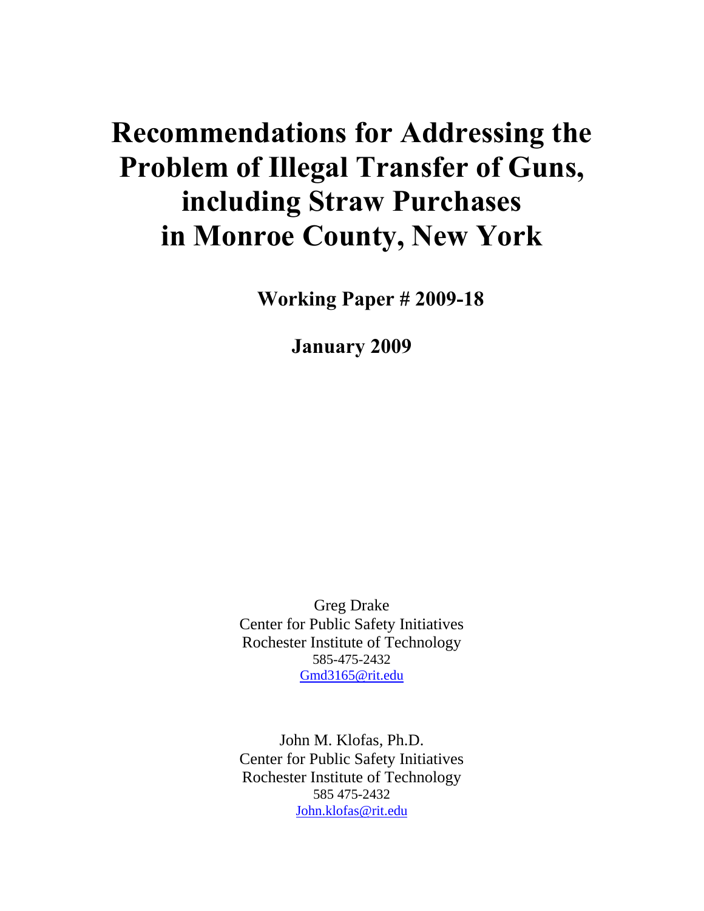# Recommendations for Addressing the Problem of Illegal Transfer of Guns, including Straw Purchases in Monroe County, New York

**Working Paper # 2009-18**

**January 2009**

Greg Drake
Center for Public Safety Initiatives
Rochester Institute of Technology
585-475-2432
Gmd3165@rit.edu

John M. Klofas, Ph.D.
Center for Public Safety Initiatives
Rochester Institute of Technology
585 475-2432
John.klofas@rit.edu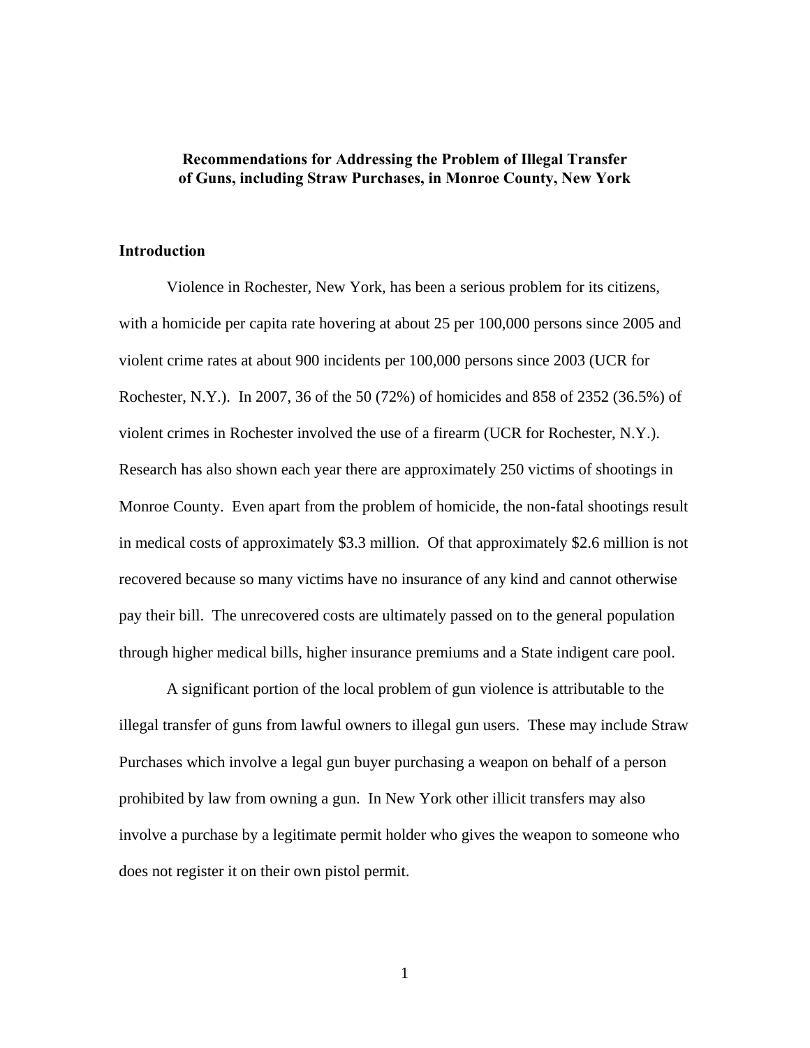# Recommendations for Addressing the Problem of Illegal Transfer of Guns, including Straw Purchases, in Monroe County, New York

## Introduction

Violence in Rochester, New York, has been a serious problem for its citizens, with a homicide per capita rate hovering at about 25 per 100,000 persons since 2005 and violent crime rates at about 900 incidents per 100,000 persons since 2003 (UCR for Rochester, N.Y.). In 2007, 36 of the 50 (72%) of homicides and 858 of 2352 (36.5%) of violent crimes in Rochester involved the use of a firearm (UCR for Rochester, N.Y.). Research has also shown each year there are approximately 250 victims of shootings in Monroe County. Even apart from the problem of homicide, the non-fatal shootings result in medical costs of approximately $3.3 million. Of that approximately $2.6 million is not recovered because so many victims have no insurance of any kind and cannot otherwise pay their bill. The unrecovered costs are ultimately passed on to the general population through higher medical bills, higher insurance premiums and a State indigent care pool.

A significant portion of the local problem of gun violence is attributable to the illegal transfer of guns from lawful owners to illegal gun users. These may include Straw Purchases which involve a legal gun buyer purchasing a weapon on behalf of a person prohibited by law from owning a gun. In New York other illicit transfers may also involve a purchase by a legitimate permit holder who gives the weapon to someone who does not register it on their own pistol permit.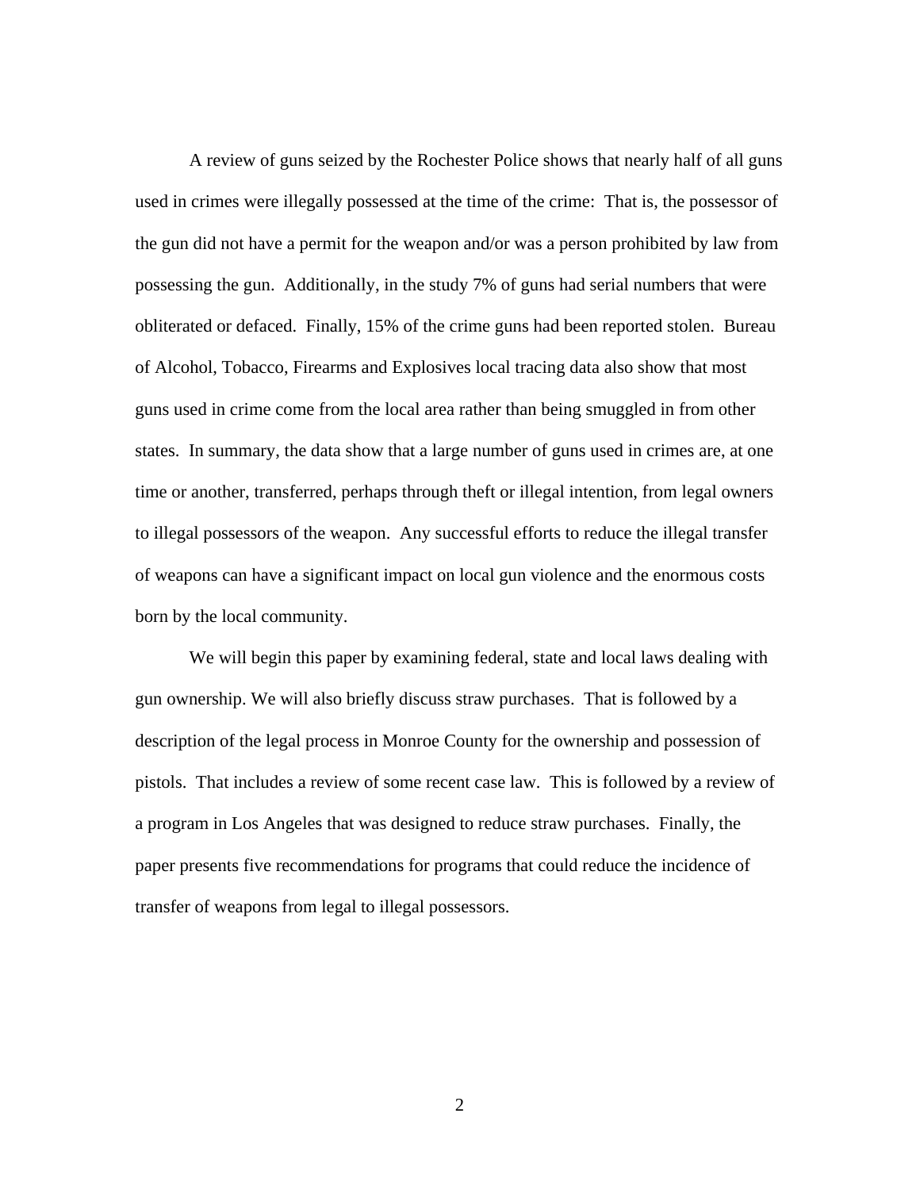A review of guns seized by the Rochester Police shows that nearly half of all guns used in crimes were illegally possessed at the time of the crime: That is, the possessor of the gun did not have a permit for the weapon and/or was a person prohibited by law from possessing the gun. Additionally, in the study 7% of guns had serial numbers that were obliterated or defaced. Finally, 15% of the crime guns had been reported stolen. Bureau of Alcohol, Tobacco, Firearms and Explosives local tracing data also show that most guns used in crime come from the local area rather than being smuggled in from other states. In summary, the data show that a large number of guns used in crimes are, at one time or another, transferred, perhaps through theft or illegal intention, from legal owners to illegal possessors of the weapon. Any successful efforts to reduce the illegal transfer of weapons can have a significant impact on local gun violence and the enormous costs born by the local community.

We will begin this paper by examining federal, state and local laws dealing with gun ownership. We will also briefly discuss straw purchases. That is followed by a description of the legal process in Monroe County for the ownership and possession of pistols. That includes a review of some recent case law. This is followed by a review of a program in Los Angeles that was designed to reduce straw purchases. Finally, the paper presents five recommendations for programs that could reduce the incidence of transfer of weapons from legal to illegal possessors.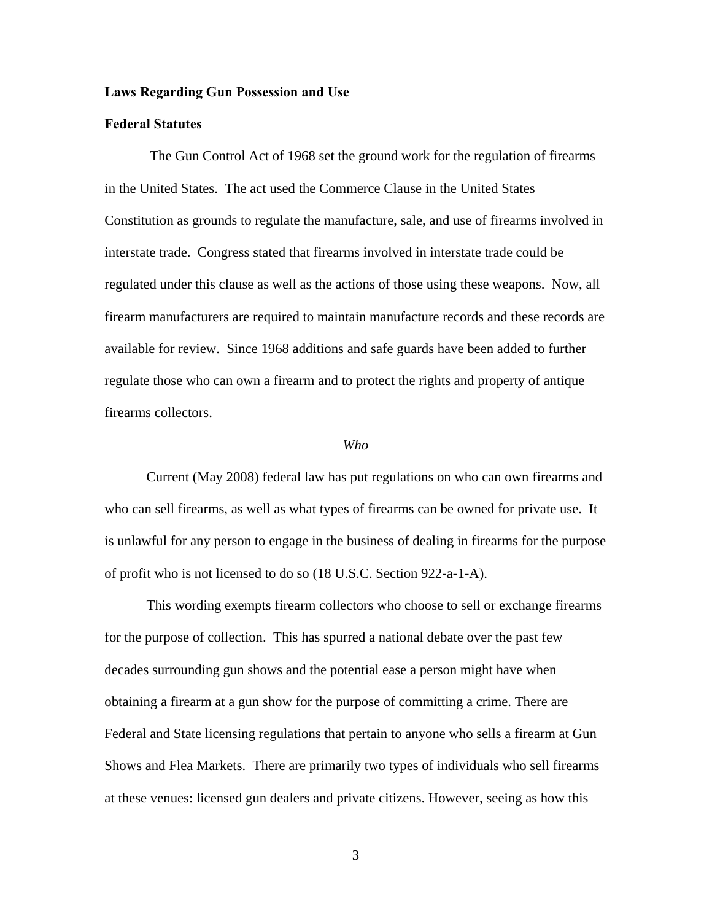**Laws Regarding Gun Possession and Use**

**Federal Statutes**

The Gun Control Act of 1968 set the ground work for the regulation of firearms in the United States. The act used the Commerce Clause in the United States Constitution as grounds to regulate the manufacture, sale, and use of firearms involved in interstate trade. Congress stated that firearms involved in interstate trade could be regulated under this clause as well as the actions of those using these weapons. Now, all firearm manufacturers are required to maintain manufacture records and these records are available for review. Since 1968 additions and safe guards have been added to further regulate those who can own a firearm and to protect the rights and property of antique firearms collectors.

*Who*

Current (May 2008) federal law has put regulations on who can own firearms and who can sell firearms, as well as what types of firearms can be owned for private use. It is unlawful for any person to engage in the business of dealing in firearms for the purpose of profit who is not licensed to do so (18 U.S.C. Section 922-a-1-A).

This wording exempts firearm collectors who choose to sell or exchange firearms for the purpose of collection. This has spurred a national debate over the past few decades surrounding gun shows and the potential ease a person might have when obtaining a firearm at a gun show for the purpose of committing a crime. There are Federal and State licensing regulations that pertain to anyone who sells a firearm at Gun Shows and Flea Markets. There are primarily two types of individuals who sell firearms at these venues: licensed gun dealers and private citizens. However, seeing as how this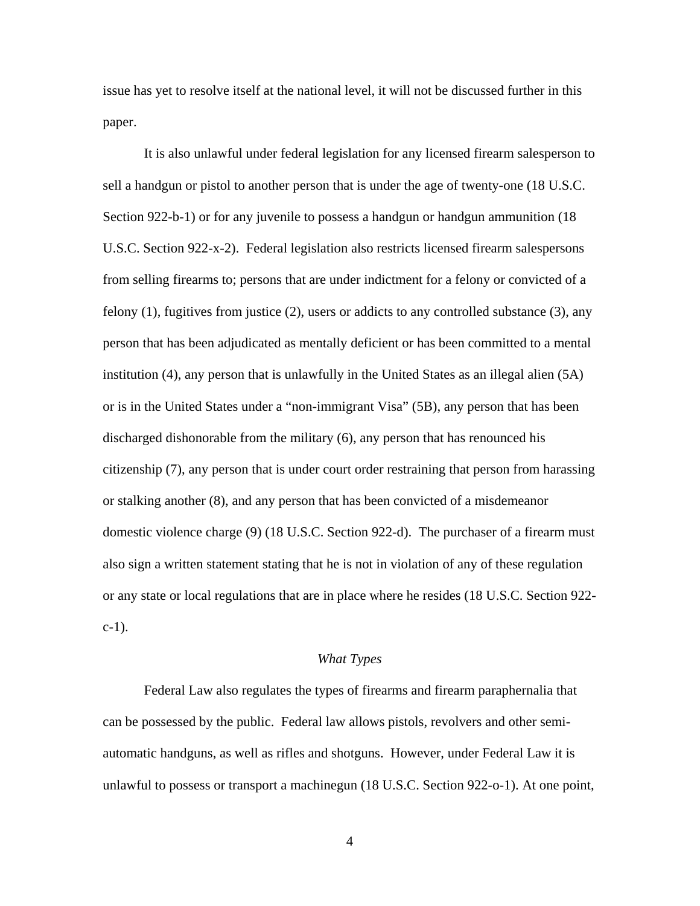issue has yet to resolve itself at the national level, it will not be discussed further in this paper.

It is also unlawful under federal legislation for any licensed firearm salesperson to sell a handgun or pistol to another person that is under the age of twenty-one (18 U.S.C. Section 922-b-1) or for any juvenile to possess a handgun or handgun ammunition (18 U.S.C. Section 922-x-2). Federal legislation also restricts licensed firearm salespersons from selling firearms to; persons that are under indictment for a felony or convicted of a felony (1), fugitives from justice (2), users or addicts to any controlled substance (3), any person that has been adjudicated as mentally deficient or has been committed to a mental institution (4), any person that is unlawfully in the United States as an illegal alien (5A) or is in the United States under a "non-immigrant Visa" (5B), any person that has been discharged dishonorable from the military (6), any person that has renounced his citizenship (7), any person that is under court order restraining that person from harassing or stalking another (8), and any person that has been convicted of a misdemeanor domestic violence charge (9) (18 U.S.C. Section 922-d). The purchaser of a firearm must also sign a written statement stating that he is not in violation of any of these regulation or any state or local regulations that are in place where he resides (18 U.S.C. Section 922-c-1).

### *What Types*

Federal Law also regulates the types of firearms and firearm paraphernalia that can be possessed by the public. Federal law allows pistols, revolvers and other semi-automatic handguns, as well as rifles and shotguns. However, under Federal Law it is unlawful to possess or transport a machinegun (18 U.S.C. Section 922-o-1). At one point,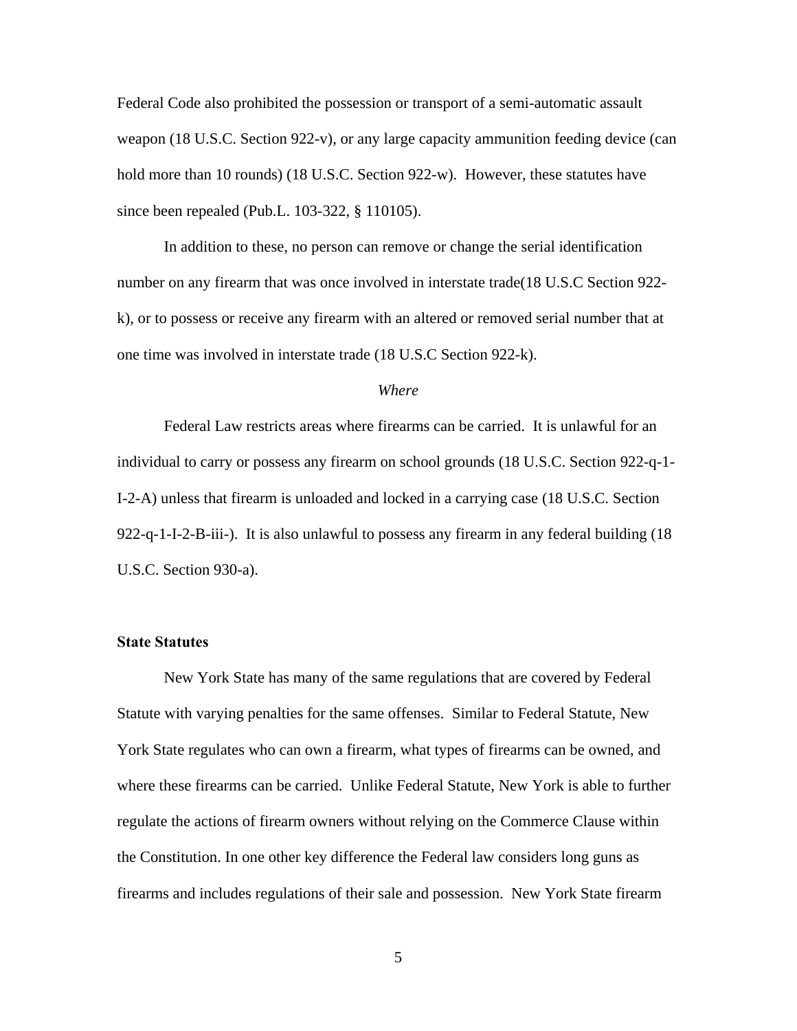Federal Code also prohibited the possession or transport of a semi-automatic assault weapon (18 U.S.C. Section 922-v), or any large capacity ammunition feeding device (can hold more than 10 rounds) (18 U.S.C. Section 922-w). However, these statutes have since been repealed (Pub.L. 103-322, § 110105).

In addition to these, no person can remove or change the serial identification number on any firearm that was once involved in interstate trade(18 U.S.C Section 922-k), or to possess or receive any firearm with an altered or removed serial number that at one time was involved in interstate trade (18 U.S.C Section 922-k).

*Where*

Federal Law restricts areas where firearms can be carried. It is unlawful for an individual to carry or possess any firearm on school grounds (18 U.S.C. Section 922-q-1-I-2-A) unless that firearm is unloaded and locked in a carrying case (18 U.S.C. Section 922-q-1-I-2-B-iii-). It is also unlawful to possess any firearm in any federal building (18 U.S.C. Section 930-a).

**State Statutes**

New York State has many of the same regulations that are covered by Federal Statute with varying penalties for the same offenses. Similar to Federal Statute, New York State regulates who can own a firearm, what types of firearms can be owned, and where these firearms can be carried. Unlike Federal Statute, New York is able to further regulate the actions of firearm owners without relying on the Commerce Clause within the Constitution. In one other key difference the Federal law considers long guns as firearms and includes regulations of their sale and possession. New York State firearm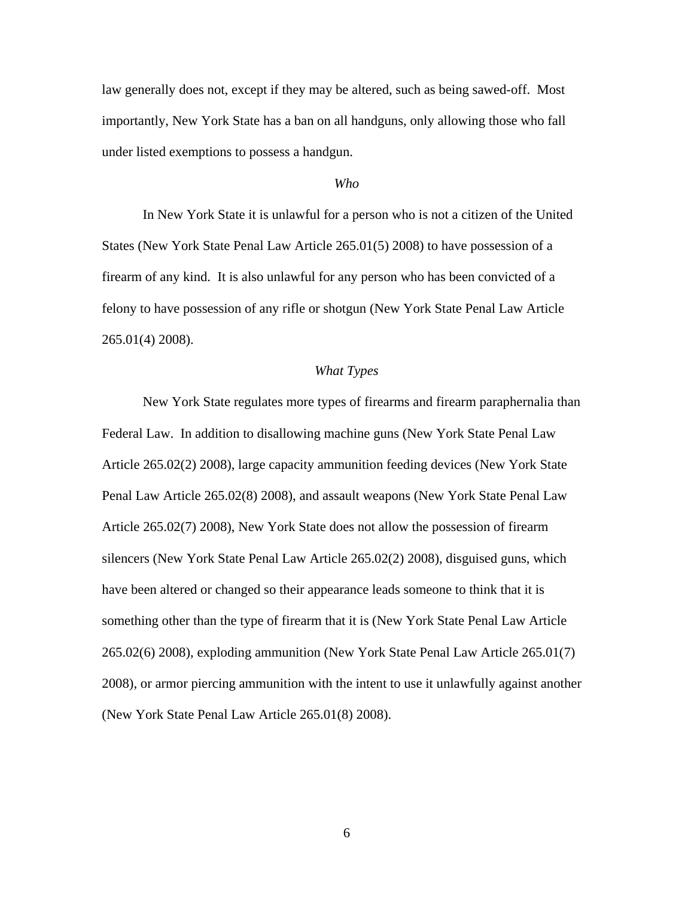law generally does not, except if they may be altered, such as being sawed-off. Most importantly, New York State has a ban on all handguns, only allowing those who fall under listed exemptions to possess a handgun.

### *Who*

In New York State it is unlawful for a person who is not a citizen of the United States (New York State Penal Law Article 265.01(5) 2008) to have possession of a firearm of any kind. It is also unlawful for any person who has been convicted of a felony to have possession of any rifle or shotgun (New York State Penal Law Article 265.01(4) 2008).

### *What Types*

New York State regulates more types of firearms and firearm paraphernalia than Federal Law. In addition to disallowing machine guns (New York State Penal Law Article 265.02(2) 2008), large capacity ammunition feeding devices (New York State Penal Law Article 265.02(8) 2008), and assault weapons (New York State Penal Law Article 265.02(7) 2008), New York State does not allow the possession of firearm silencers (New York State Penal Law Article 265.02(2) 2008), disguised guns, which have been altered or changed so their appearance leads someone to think that it is something other than the type of firearm that it is (New York State Penal Law Article 265.02(6) 2008), exploding ammunition (New York State Penal Law Article 265.01(7) 2008), or armor piercing ammunition with the intent to use it unlawfully against another (New York State Penal Law Article 265.01(8) 2008).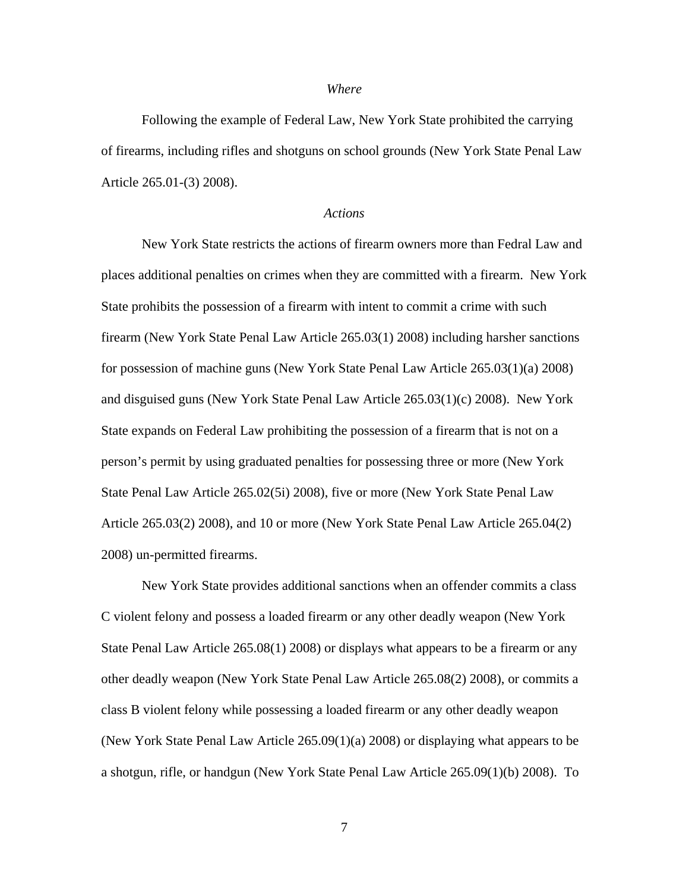*Where*

Following the example of Federal Law, New York State prohibited the carrying of firearms, including rifles and shotguns on school grounds (New York State Penal Law Article 265.01-(3) 2008).

*Actions*

New York State restricts the actions of firearm owners more than Fedral Law and places additional penalties on crimes when they are committed with a firearm. New York State prohibits the possession of a firearm with intent to commit a crime with such firearm (New York State Penal Law Article 265.03(1) 2008) including harsher sanctions for possession of machine guns (New York State Penal Law Article 265.03(1)(a) 2008) and disguised guns (New York State Penal Law Article 265.03(1)(c) 2008). New York State expands on Federal Law prohibiting the possession of a firearm that is not on a person's permit by using graduated penalties for possessing three or more (New York State Penal Law Article 265.02(5i) 2008), five or more (New York State Penal Law Article 265.03(2) 2008), and 10 or more (New York State Penal Law Article 265.04(2) 2008) un-permitted firearms.

New York State provides additional sanctions when an offender commits a class C violent felony and possess a loaded firearm or any other deadly weapon (New York State Penal Law Article 265.08(1) 2008) or displays what appears to be a firearm or any other deadly weapon (New York State Penal Law Article 265.08(2) 2008), or commits a class B violent felony while possessing a loaded firearm or any other deadly weapon (New York State Penal Law Article 265.09(1)(a) 2008) or displaying what appears to be a shotgun, rifle, or handgun (New York State Penal Law Article 265.09(1)(b) 2008). To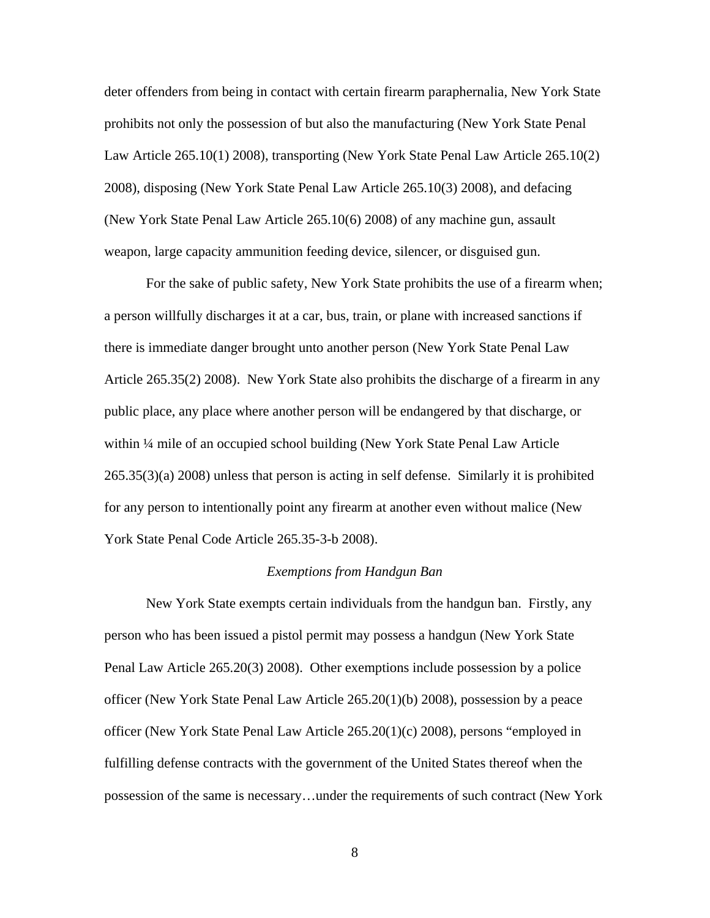deter offenders from being in contact with certain firearm paraphernalia, New York State prohibits not only the possession of but also the manufacturing (New York State Penal Law Article 265.10(1) 2008), transporting (New York State Penal Law Article 265.10(2) 2008), disposing (New York State Penal Law Article 265.10(3) 2008), and defacing (New York State Penal Law Article 265.10(6) 2008) of any machine gun, assault weapon, large capacity ammunition feeding device, silencer, or disguised gun.

For the sake of public safety, New York State prohibits the use of a firearm when; a person willfully discharges it at a car, bus, train, or plane with increased sanctions if there is immediate danger brought unto another person (New York State Penal Law Article 265.35(2) 2008). New York State also prohibits the discharge of a firearm in any public place, any place where another person will be endangered by that discharge, or within ¼ mile of an occupied school building (New York State Penal Law Article 265.35(3)(a) 2008) unless that person is acting in self defense. Similarly it is prohibited for any person to intentionally point any firearm at another even without malice (New York State Penal Code Article 265.35-3-b 2008).

*Exemptions from Handgun Ban*

New York State exempts certain individuals from the handgun ban. Firstly, any person who has been issued a pistol permit may possess a handgun (New York State Penal Law Article 265.20(3) 2008). Other exemptions include possession by a police officer (New York State Penal Law Article 265.20(1)(b) 2008), possession by a peace officer (New York State Penal Law Article 265.20(1)(c) 2008), persons "employed in fulfilling defense contracts with the government of the United States thereof when the possession of the same is necessary…under the requirements of such contract (New York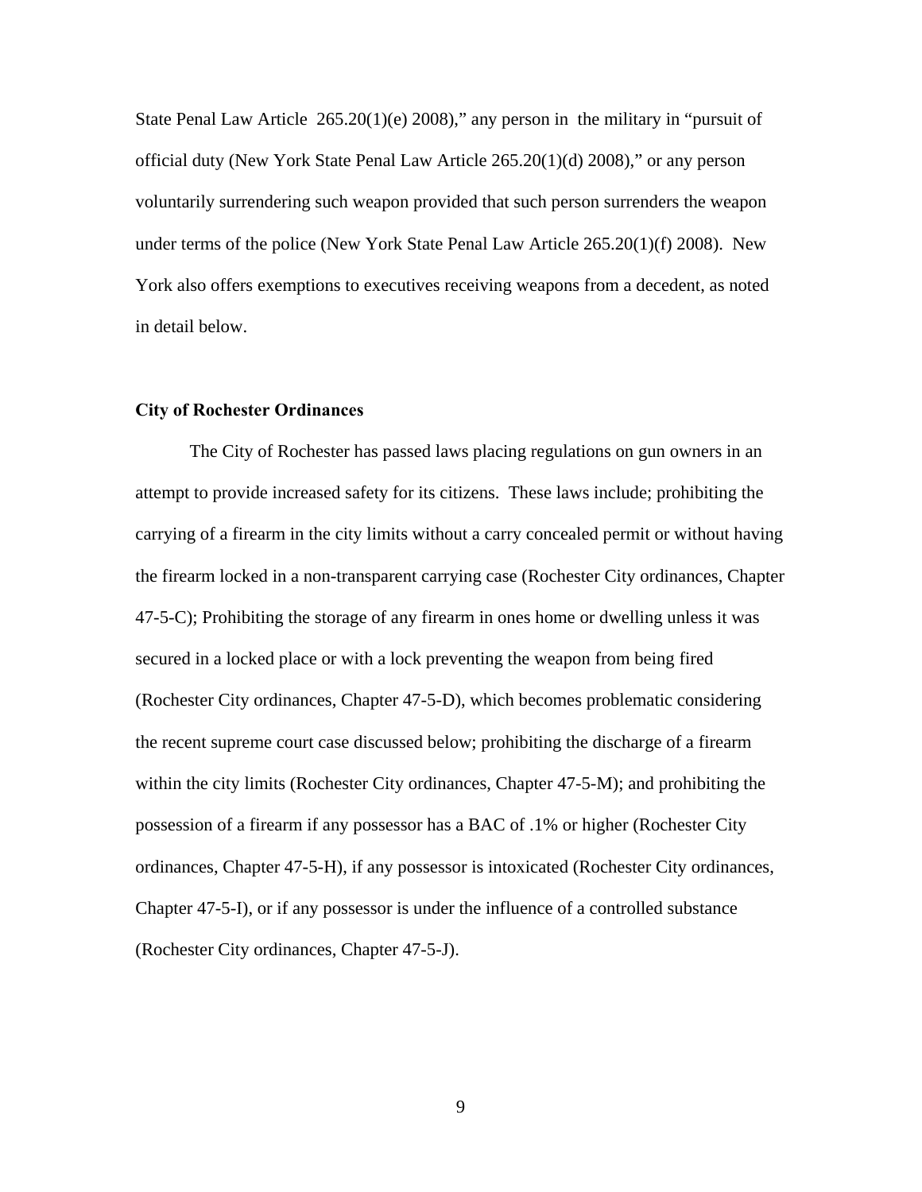State Penal Law Article  265.20(1)(e) 2008)," any person in  the military in "pursuit of official duty (New York State Penal Law Article 265.20(1)(d) 2008)," or any person voluntarily surrendering such weapon provided that such person surrenders the weapon under terms of the police (New York State Penal Law Article 265.20(1)(f) 2008).  New York also offers exemptions to executives receiving weapons from a decedent, as noted in detail below.

**City of Rochester Ordinances**

The City of Rochester has passed laws placing regulations on gun owners in an attempt to provide increased safety for its citizens.  These laws include; prohibiting the carrying of a firearm in the city limits without a carry concealed permit or without having the firearm locked in a non-transparent carrying case (Rochester City ordinances, Chapter 47-5-C); Prohibiting the storage of any firearm in ones home or dwelling unless it was secured in a locked place or with a lock preventing the weapon from being fired (Rochester City ordinances, Chapter 47-5-D), which becomes problematic considering the recent supreme court case discussed below; prohibiting the discharge of a firearm within the city limits (Rochester City ordinances, Chapter 47-5-M); and prohibiting the possession of a firearm if any possessor has a BAC of .1% or higher (Rochester City ordinances, Chapter 47-5-H), if any possessor is intoxicated (Rochester City ordinances, Chapter 47-5-I), or if any possessor is under the influence of a controlled substance (Rochester City ordinances, Chapter 47-5-J).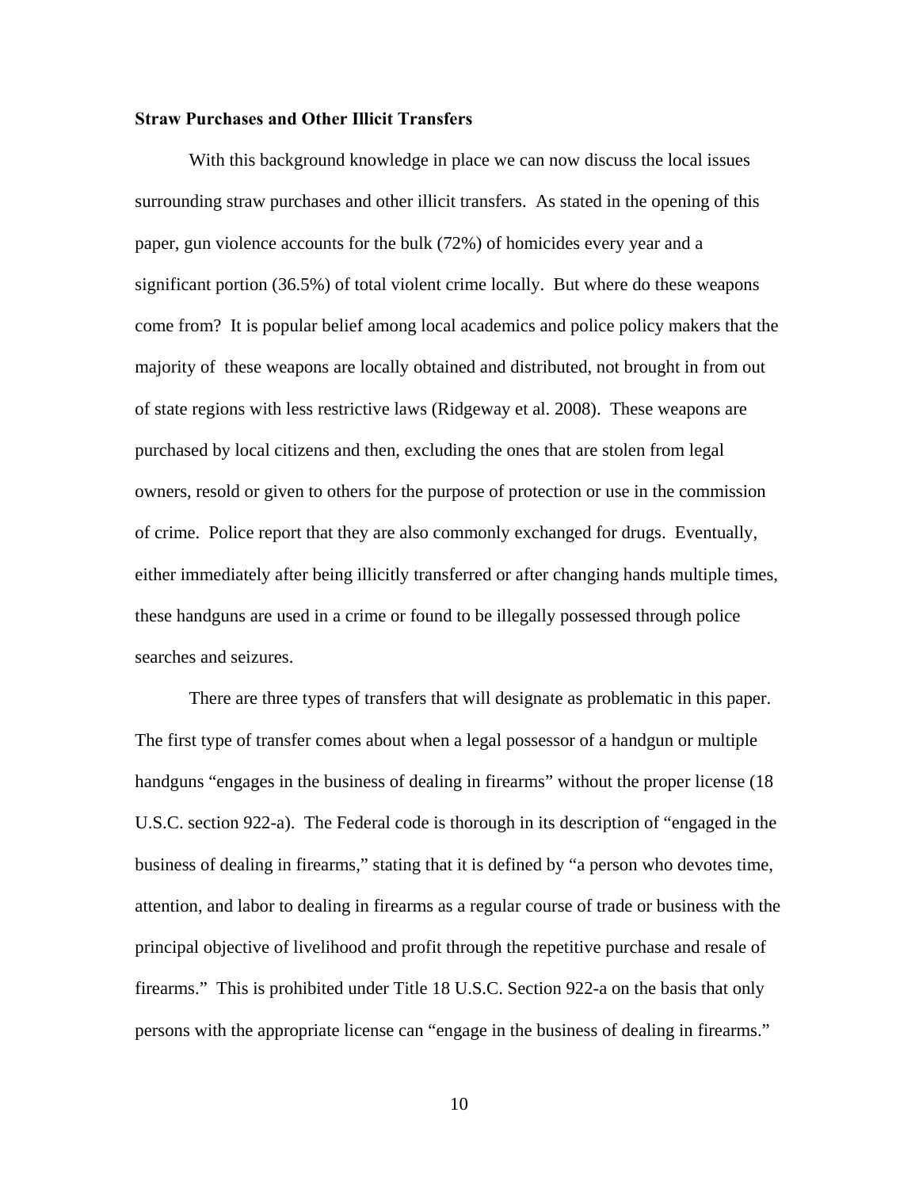**Straw Purchases and Other Illicit Transfers**

With this background knowledge in place we can now discuss the local issues surrounding straw purchases and other illicit transfers. As stated in the opening of this paper, gun violence accounts for the bulk (72%) of homicides every year and a significant portion (36.5%) of total violent crime locally. But where do these weapons come from? It is popular belief among local academics and police policy makers that the majority of these weapons are locally obtained and distributed, not brought in from out of state regions with less restrictive laws (Ridgeway et al. 2008). These weapons are purchased by local citizens and then, excluding the ones that are stolen from legal owners, resold or given to others for the purpose of protection or use in the commission of crime. Police report that they are also commonly exchanged for drugs. Eventually, either immediately after being illicitly transferred or after changing hands multiple times, these handguns are used in a crime or found to be illegally possessed through police searches and seizures.

There are three types of transfers that will designate as problematic in this paper. The first type of transfer comes about when a legal possessor of a handgun or multiple handguns "engages in the business of dealing in firearms" without the proper license (18 U.S.C. section 922-a). The Federal code is thorough in its description of "engaged in the business of dealing in firearms," stating that it is defined by "a person who devotes time, attention, and labor to dealing in firearms as a regular course of trade or business with the principal objective of livelihood and profit through the repetitive purchase and resale of firearms." This is prohibited under Title 18 U.S.C. Section 922-a on the basis that only persons with the appropriate license can "engage in the business of dealing in firearms."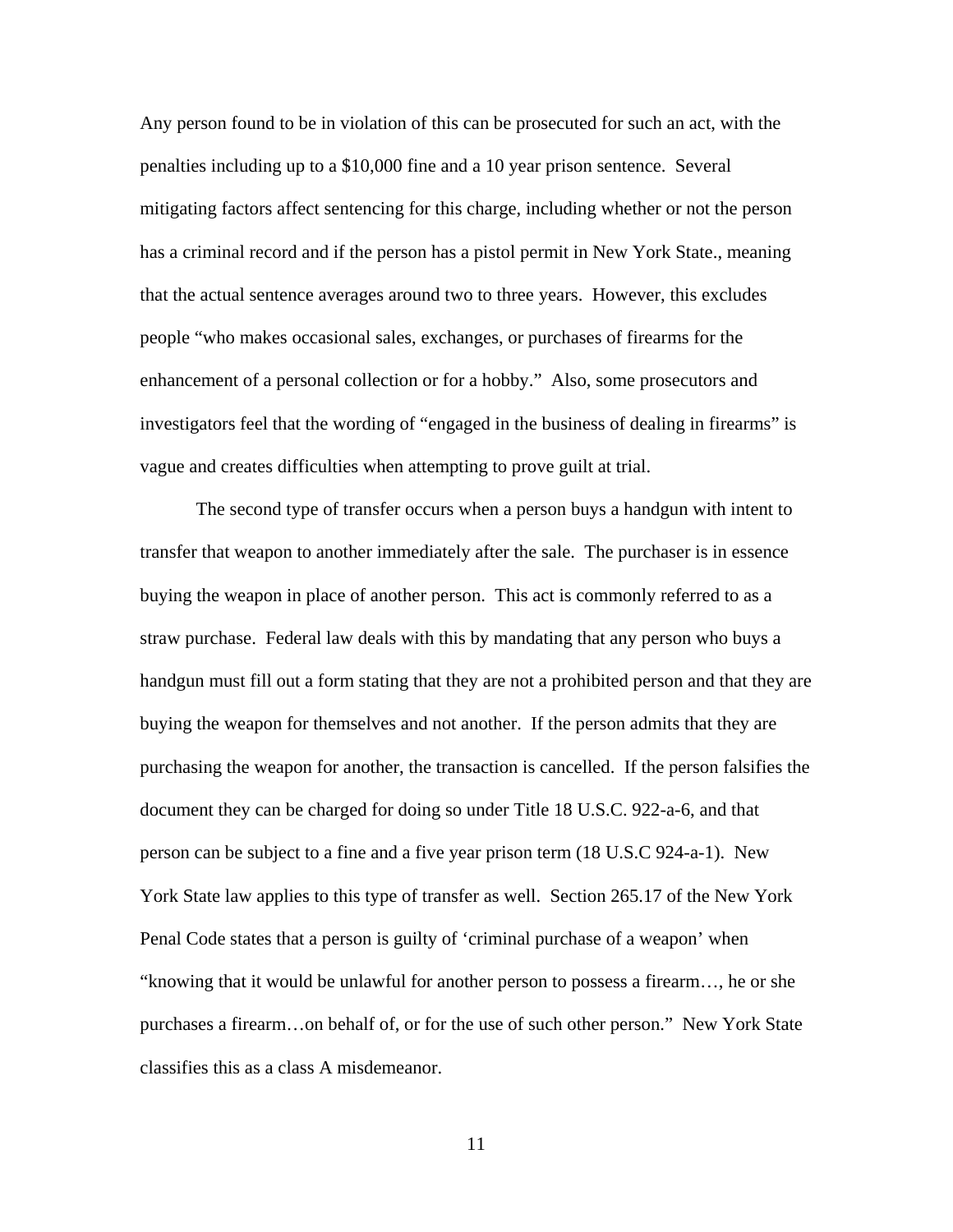Any person found to be in violation of this can be prosecuted for such an act, with the penalties including up to a $10,000 fine and a 10 year prison sentence. Several mitigating factors affect sentencing for this charge, including whether or not the person has a criminal record and if the person has a pistol permit in New York State., meaning that the actual sentence averages around two to three years. However, this excludes people "who makes occasional sales, exchanges, or purchases of firearms for the enhancement of a personal collection or for a hobby." Also, some prosecutors and investigators feel that the wording of "engaged in the business of dealing in firearms" is vague and creates difficulties when attempting to prove guilt at trial.

The second type of transfer occurs when a person buys a handgun with intent to transfer that weapon to another immediately after the sale. The purchaser is in essence buying the weapon in place of another person. This act is commonly referred to as a straw purchase. Federal law deals with this by mandating that any person who buys a handgun must fill out a form stating that they are not a prohibited person and that they are buying the weapon for themselves and not another. If the person admits that they are purchasing the weapon for another, the transaction is cancelled. If the person falsifies the document they can be charged for doing so under Title 18 U.S.C. 922-a-6, and that person can be subject to a fine and a five year prison term (18 U.S.C 924-a-1). New York State law applies to this type of transfer as well. Section 265.17 of the New York Penal Code states that a person is guilty of 'criminal purchase of a weapon' when "knowing that it would be unlawful for another person to possess a firearm…, he or she purchases a firearm…on behalf of, or for the use of such other person." New York State classifies this as a class A misdemeanor.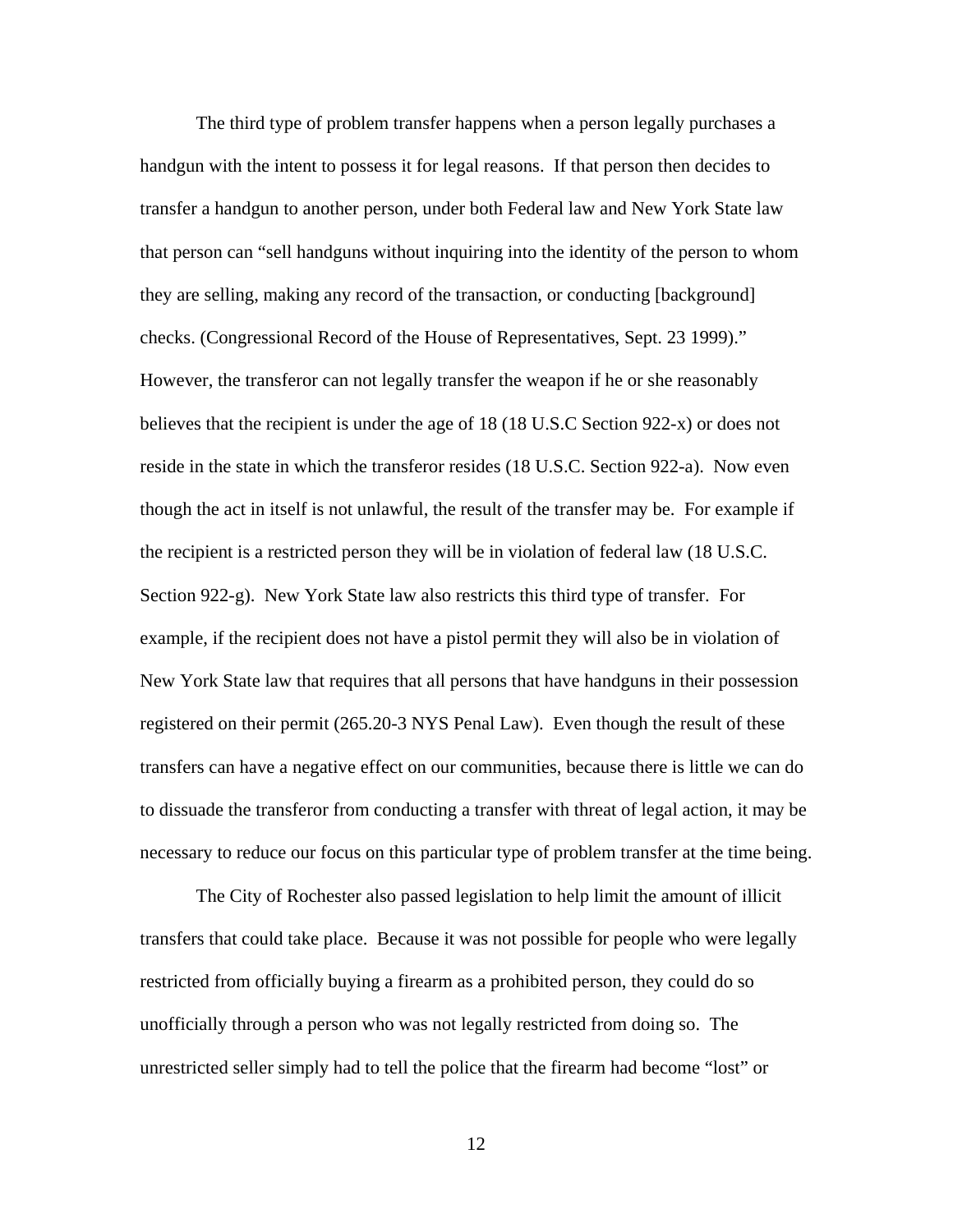The third type of problem transfer happens when a person legally purchases a handgun with the intent to possess it for legal reasons. If that person then decides to transfer a handgun to another person, under both Federal law and New York State law that person can "sell handguns without inquiring into the identity of the person to whom they are selling, making any record of the transaction, or conducting [background] checks. (Congressional Record of the House of Representatives, Sept. 23 1999)." However, the transferor can not legally transfer the weapon if he or she reasonably believes that the recipient is under the age of 18 (18 U.S.C Section 922-x) or does not reside in the state in which the transferor resides (18 U.S.C. Section 922-a). Now even though the act in itself is not unlawful, the result of the transfer may be. For example if the recipient is a restricted person they will be in violation of federal law (18 U.S.C. Section 922-g). New York State law also restricts this third type of transfer. For example, if the recipient does not have a pistol permit they will also be in violation of New York State law that requires that all persons that have handguns in their possession registered on their permit (265.20-3 NYS Penal Law). Even though the result of these transfers can have a negative effect on our communities, because there is little we can do to dissuade the transferor from conducting a transfer with threat of legal action, it may be necessary to reduce our focus on this particular type of problem transfer at the time being.

The City of Rochester also passed legislation to help limit the amount of illicit transfers that could take place. Because it was not possible for people who were legally restricted from officially buying a firearm as a prohibited person, they could do so unofficially through a person who was not legally restricted from doing so. The unrestricted seller simply had to tell the police that the firearm had become "lost" or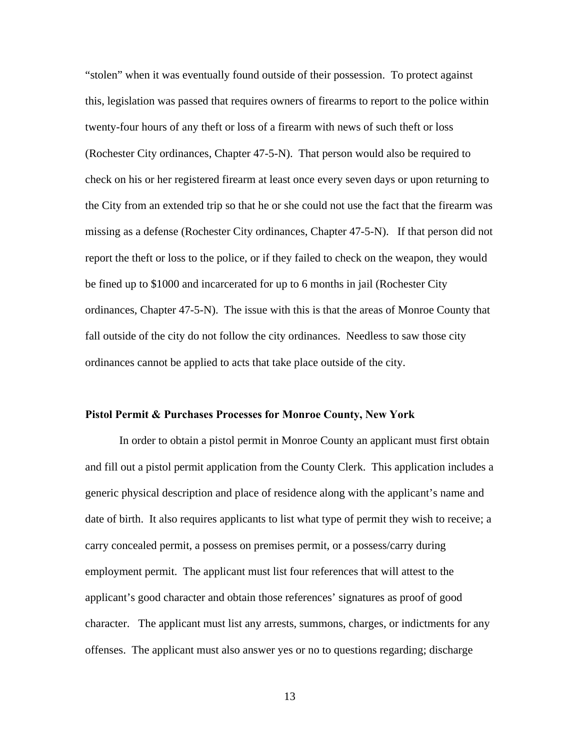"stolen" when it was eventually found outside of their possession. To protect against this, legislation was passed that requires owners of firearms to report to the police within twenty-four hours of any theft or loss of a firearm with news of such theft or loss (Rochester City ordinances, Chapter 47-5-N). That person would also be required to check on his or her registered firearm at least once every seven days or upon returning to the City from an extended trip so that he or she could not use the fact that the firearm was missing as a defense (Rochester City ordinances, Chapter 47-5-N). If that person did not report the theft or loss to the police, or if they failed to check on the weapon, they would be fined up to $1000 and incarcerated for up to 6 months in jail (Rochester City ordinances, Chapter 47-5-N). The issue with this is that the areas of Monroe County that fall outside of the city do not follow the city ordinances. Needless to saw those city ordinances cannot be applied to acts that take place outside of the city.

**Pistol Permit & Purchases Processes for Monroe County, New York**

In order to obtain a pistol permit in Monroe County an applicant must first obtain and fill out a pistol permit application from the County Clerk. This application includes a generic physical description and place of residence along with the applicant's name and date of birth. It also requires applicants to list what type of permit they wish to receive; a carry concealed permit, a possess on premises permit, or a possess/carry during employment permit. The applicant must list four references that will attest to the applicant's good character and obtain those references' signatures as proof of good character. The applicant must list any arrests, summons, charges, or indictments for any offenses. The applicant must also answer yes or no to questions regarding; discharge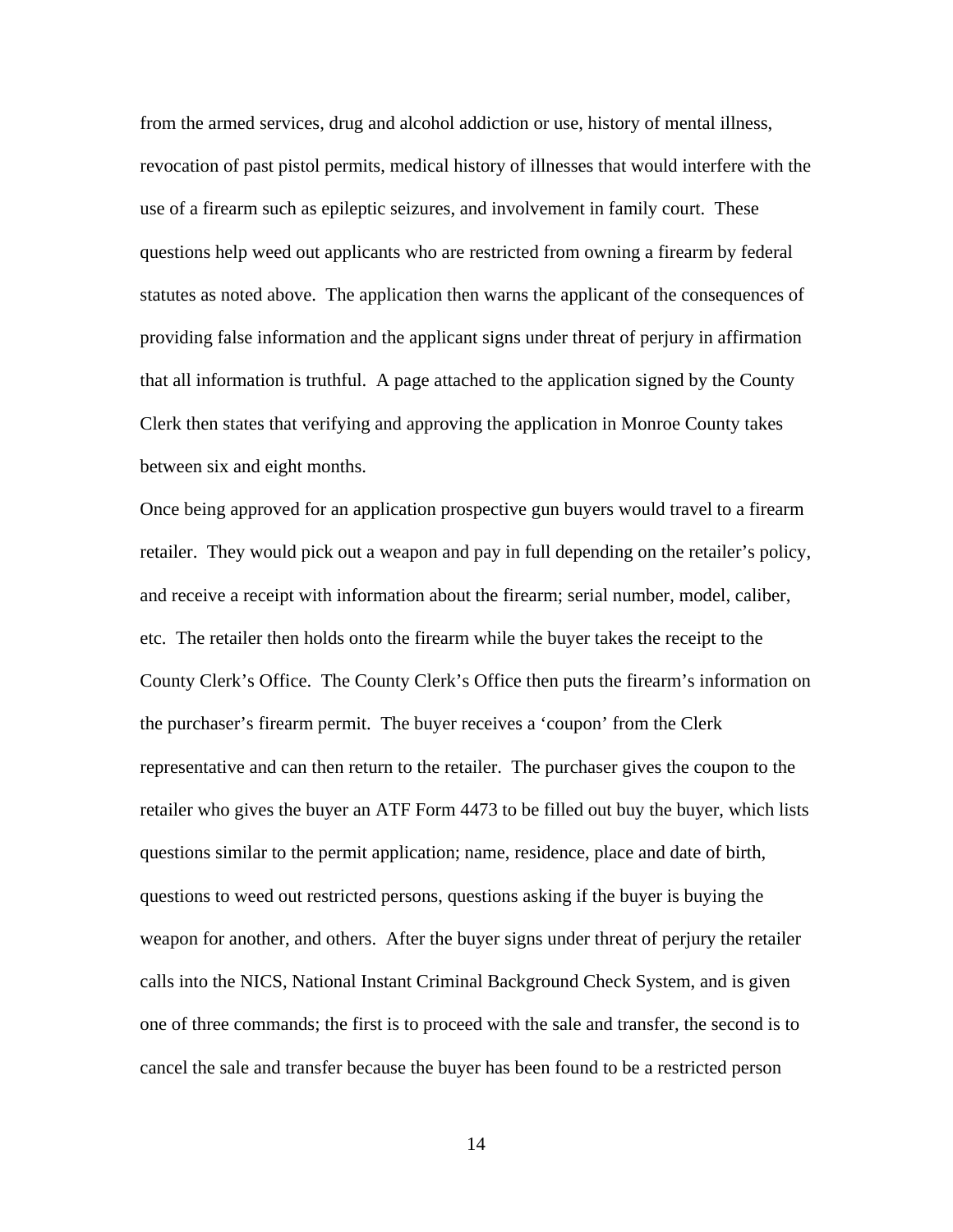from the armed services, drug and alcohol addiction or use, history of mental illness, revocation of past pistol permits, medical history of illnesses that would interfere with the use of a firearm such as epileptic seizures, and involvement in family court. These questions help weed out applicants who are restricted from owning a firearm by federal statutes as noted above. The application then warns the applicant of the consequences of providing false information and the applicant signs under threat of perjury in affirmation that all information is truthful. A page attached to the application signed by the County Clerk then states that verifying and approving the application in Monroe County takes between six and eight months.

Once being approved for an application prospective gun buyers would travel to a firearm retailer. They would pick out a weapon and pay in full depending on the retailer's policy, and receive a receipt with information about the firearm; serial number, model, caliber, etc. The retailer then holds onto the firearm while the buyer takes the receipt to the County Clerk's Office. The County Clerk's Office then puts the firearm's information on the purchaser's firearm permit. The buyer receives a 'coupon' from the Clerk representative and can then return to the retailer. The purchaser gives the coupon to the retailer who gives the buyer an ATF Form 4473 to be filled out buy the buyer, which lists questions similar to the permit application; name, residence, place and date of birth, questions to weed out restricted persons, questions asking if the buyer is buying the weapon for another, and others. After the buyer signs under threat of perjury the retailer calls into the NICS, National Instant Criminal Background Check System, and is given one of three commands; the first is to proceed with the sale and transfer, the second is to cancel the sale and transfer because the buyer has been found to be a restricted person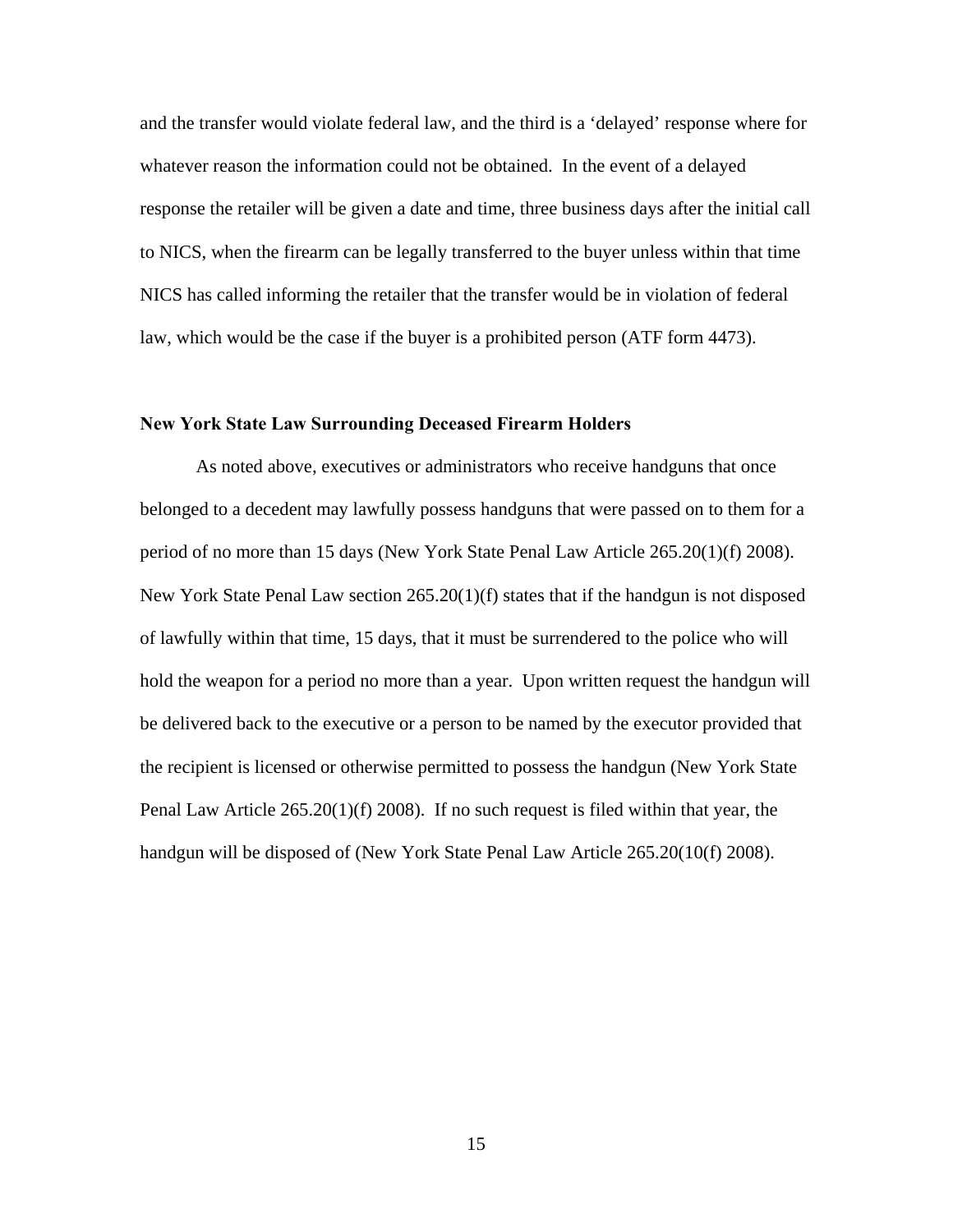and the transfer would violate federal law, and the third is a 'delayed' response where for whatever reason the information could not be obtained. In the event of a delayed response the retailer will be given a date and time, three business days after the initial call to NICS, when the firearm can be legally transferred to the buyer unless within that time NICS has called informing the retailer that the transfer would be in violation of federal law, which would be the case if the buyer is a prohibited person (ATF form 4473).

**New York State Law Surrounding Deceased Firearm Holders**

As noted above, executives or administrators who receive handguns that once belonged to a decedent may lawfully possess handguns that were passed on to them for a period of no more than 15 days (New York State Penal Law Article 265.20(1)(f) 2008). New York State Penal Law section 265.20(1)(f) states that if the handgun is not disposed of lawfully within that time, 15 days, that it must be surrendered to the police who will hold the weapon for a period no more than a year. Upon written request the handgun will be delivered back to the executive or a person to be named by the executor provided that the recipient is licensed or otherwise permitted to possess the handgun (New York State Penal Law Article 265.20(1)(f) 2008). If no such request is filed within that year, the handgun will be disposed of (New York State Penal Law Article 265.20(10(f) 2008).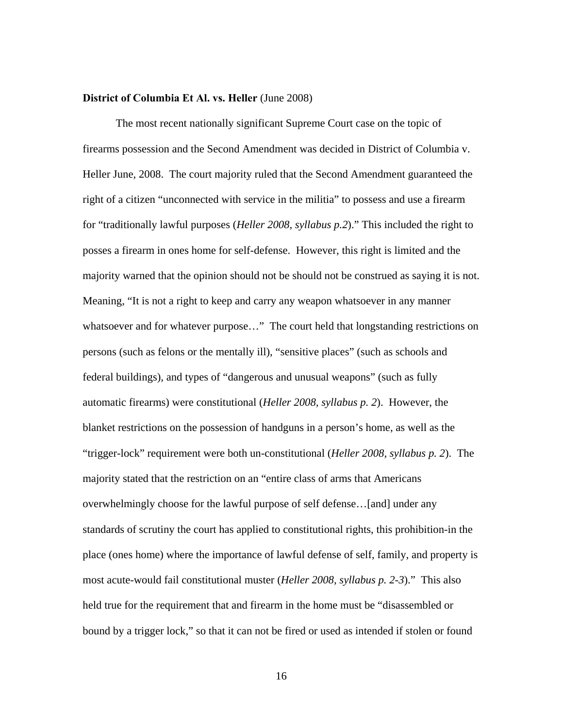**District of Columbia Et Al. vs. Heller** (June 2008)

The most recent nationally significant Supreme Court case on the topic of firearms possession and the Second Amendment was decided in District of Columbia v. Heller June, 2008. The court majority ruled that the Second Amendment guaranteed the right of a citizen "unconnected with service in the militia" to possess and use a firearm for "traditionally lawful purposes (*Heller 2008, syllabus p.2*)." This included the right to posses a firearm in ones home for self-defense. However, this right is limited and the majority warned that the opinion should not be should not be construed as saying it is not. Meaning, "It is not a right to keep and carry any weapon whatsoever in any manner whatsoever and for whatever purpose…" The court held that longstanding restrictions on persons (such as felons or the mentally ill), "sensitive places" (such as schools and federal buildings), and types of "dangerous and unusual weapons" (such as fully automatic firearms) were constitutional (*Heller 2008, syllabus p. 2*). However, the blanket restrictions on the possession of handguns in a person's home, as well as the "trigger-lock" requirement were both un-constitutional (*Heller 2008, syllabus p. 2*). The majority stated that the restriction on an "entire class of arms that Americans overwhelmingly choose for the lawful purpose of self defense…[and] under any standards of scrutiny the court has applied to constitutional rights, this prohibition-in the place (ones home) where the importance of lawful defense of self, family, and property is most acute-would fail constitutional muster (*Heller 2008, syllabus p. 2-3*)." This also held true for the requirement that and firearm in the home must be "disassembled or bound by a trigger lock," so that it can not be fired or used as intended if stolen or found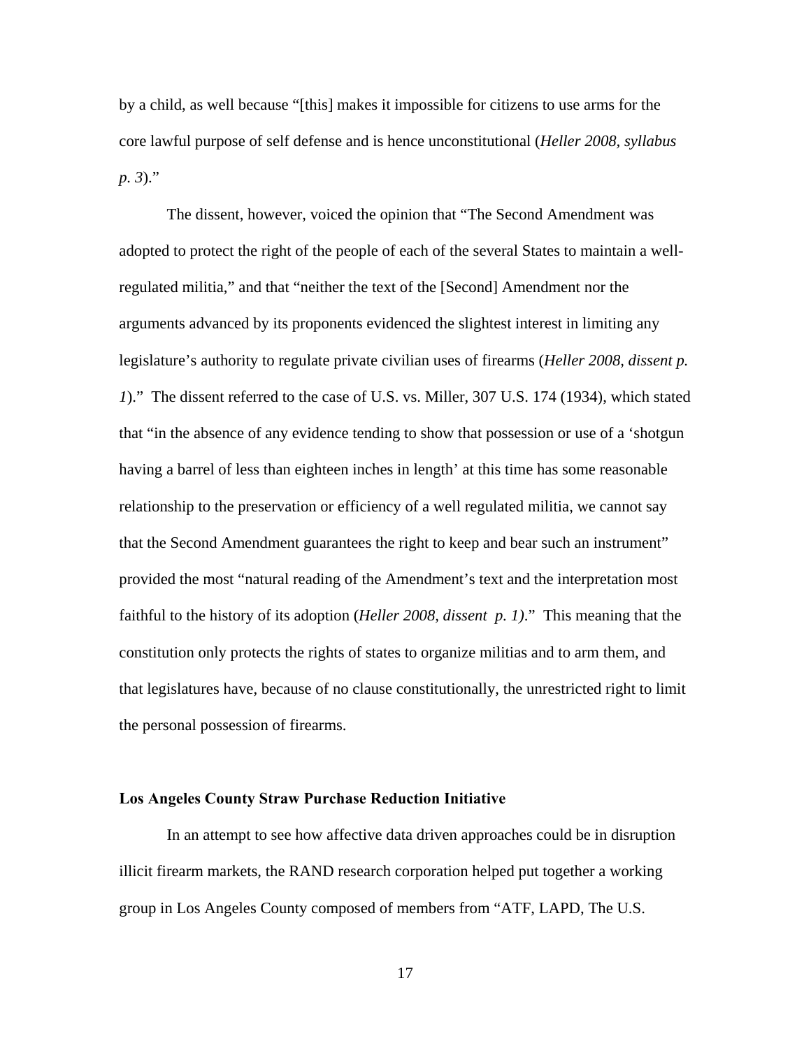by a child, as well because "[this] makes it impossible for citizens to use arms for the core lawful purpose of self defense and is hence unconstitutional (*Heller 2008, syllabus p. 3*)."

The dissent, however, voiced the opinion that "The Second Amendment was adopted to protect the right of the people of each of the several States to maintain a well-regulated militia," and that "neither the text of the [Second] Amendment nor the arguments advanced by its proponents evidenced the slightest interest in limiting any legislature's authority to regulate private civilian uses of firearms (*Heller 2008, dissent p. 1*)." The dissent referred to the case of U.S. vs. Miller, 307 U.S. 174 (1934), which stated that "in the absence of any evidence tending to show that possession or use of a 'shotgun having a barrel of less than eighteen inches in length' at this time has some reasonable relationship to the preservation or efficiency of a well regulated militia, we cannot say that the Second Amendment guarantees the right to keep and bear such an instrument" provided the most "natural reading of the Amendment's text and the interpretation most faithful to the history of its adoption (*Heller 2008, dissent p. 1)*." This meaning that the constitution only protects the rights of states to organize militias and to arm them, and that legislatures have, because of no clause constitutionally, the unrestricted right to limit the personal possession of firearms.

**Los Angeles County Straw Purchase Reduction Initiative**

In an attempt to see how affective data driven approaches could be in disruption illicit firearm markets, the RAND research corporation helped put together a working group in Los Angeles County composed of members from "ATF, LAPD, The U.S.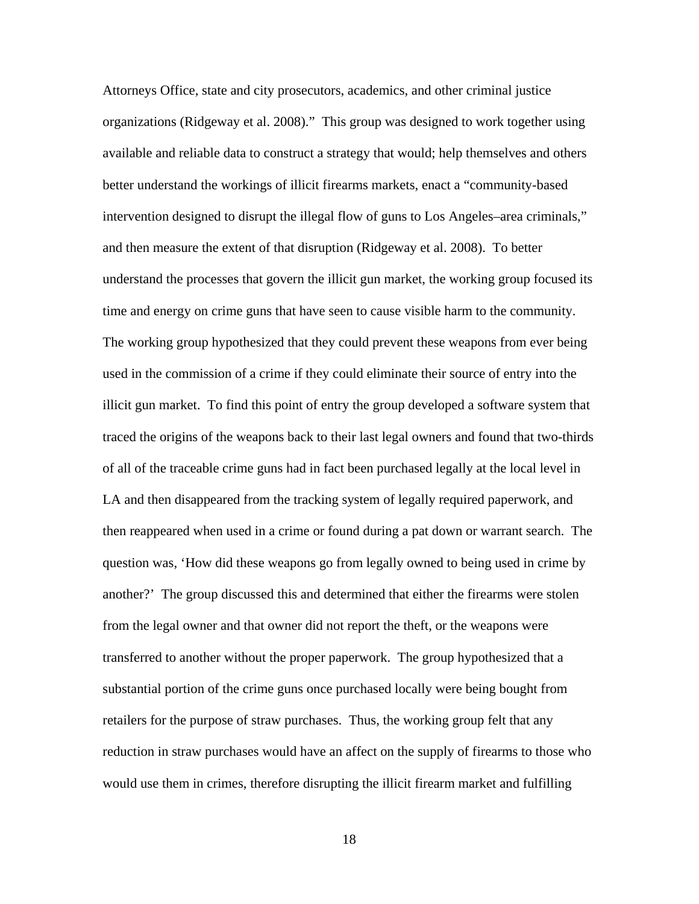Attorneys Office, state and city prosecutors, academics, and other criminal justice organizations (Ridgeway et al. 2008)." This group was designed to work together using available and reliable data to construct a strategy that would; help themselves and others better understand the workings of illicit firearms markets, enact a "community-based intervention designed to disrupt the illegal flow of guns to Los Angeles–area criminals," and then measure the extent of that disruption (Ridgeway et al. 2008). To better understand the processes that govern the illicit gun market, the working group focused its time and energy on crime guns that have seen to cause visible harm to the community. The working group hypothesized that they could prevent these weapons from ever being used in the commission of a crime if they could eliminate their source of entry into the illicit gun market. To find this point of entry the group developed a software system that traced the origins of the weapons back to their last legal owners and found that two-thirds of all of the traceable crime guns had in fact been purchased legally at the local level in LA and then disappeared from the tracking system of legally required paperwork, and then reappeared when used in a crime or found during a pat down or warrant search. The question was, 'How did these weapons go from legally owned to being used in crime by another?' The group discussed this and determined that either the firearms were stolen from the legal owner and that owner did not report the theft, or the weapons were transferred to another without the proper paperwork. The group hypothesized that a substantial portion of the crime guns once purchased locally were being bought from retailers for the purpose of straw purchases. Thus, the working group felt that any reduction in straw purchases would have an affect on the supply of firearms to those who would use them in crimes, therefore disrupting the illicit firearm market and fulfilling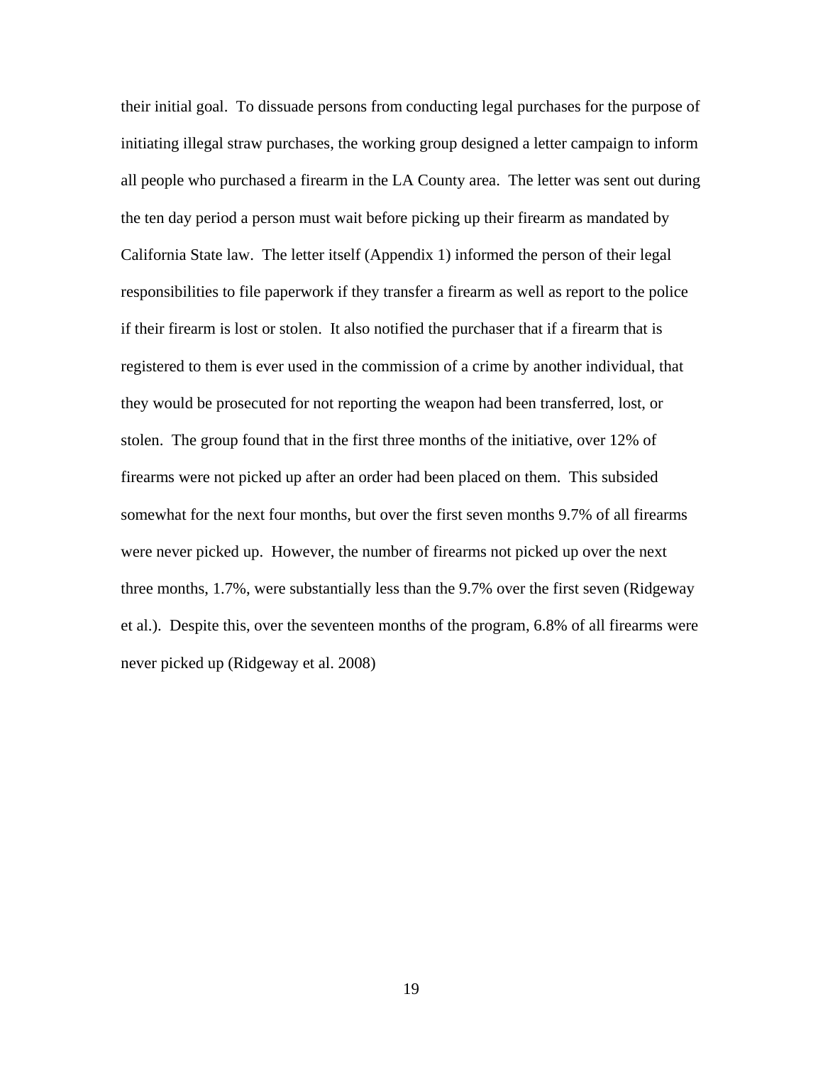their initial goal. To dissuade persons from conducting legal purchases for the purpose of initiating illegal straw purchases, the working group designed a letter campaign to inform all people who purchased a firearm in the LA County area. The letter was sent out during the ten day period a person must wait before picking up their firearm as mandated by California State law. The letter itself (Appendix 1) informed the person of their legal responsibilities to file paperwork if they transfer a firearm as well as report to the police if their firearm is lost or stolen. It also notified the purchaser that if a firearm that is registered to them is ever used in the commission of a crime by another individual, that they would be prosecuted for not reporting the weapon had been transferred, lost, or stolen. The group found that in the first three months of the initiative, over 12% of firearms were not picked up after an order had been placed on them. This subsided somewhat for the next four months, but over the first seven months 9.7% of all firearms were never picked up. However, the number of firearms not picked up over the next three months, 1.7%, were substantially less than the 9.7% over the first seven (Ridgeway et al.). Despite this, over the seventeen months of the program, 6.8% of all firearms were never picked up (Ridgeway et al. 2008)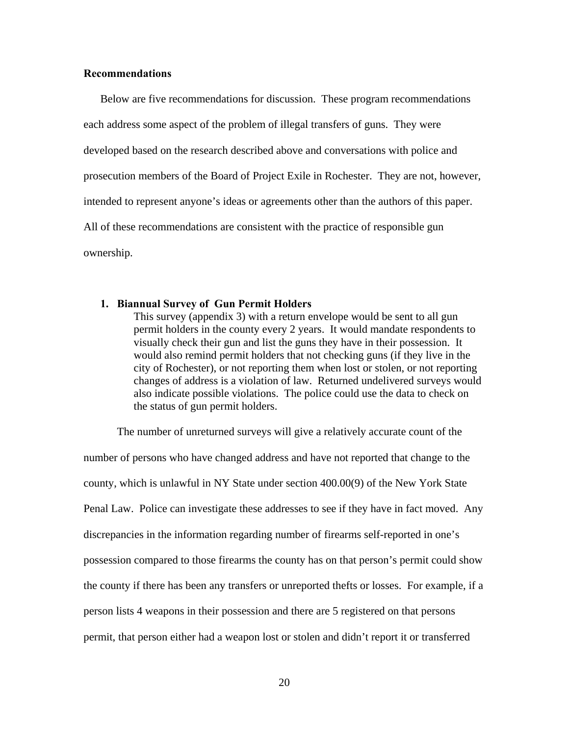**Recommendations**

Below are five recommendations for discussion. These program recommendations each address some aspect of the problem of illegal transfers of guns. They were developed based on the research described above and conversations with police and prosecution members of the Board of Project Exile in Rochester. They are not, however, intended to represent anyone's ideas or agreements other than the authors of this paper. All of these recommendations are consistent with the practice of responsible gun ownership.

1. **Biannual Survey of Gun Permit Holders**

    This survey (appendix 3) with a return envelope would be sent to all gun permit holders in the county every 2 years. It would mandate respondents to visually check their gun and list the guns they have in their possession. It would also remind permit holders that not checking guns (if they live in the city of Rochester), or not reporting them when lost or stolen, or not reporting changes of address is a violation of law. Returned undelivered surveys would also indicate possible violations. The police could use the data to check on the status of gun permit holders.

The number of unreturned surveys will give a relatively accurate count of the number of persons who have changed address and have not reported that change to the county, which is unlawful in NY State under section 400.00(9) of the New York State Penal Law. Police can investigate these addresses to see if they have in fact moved. Any discrepancies in the information regarding number of firearms self-reported in one's possession compared to those firearms the county has on that person's permit could show the county if there has been any transfers or unreported thefts or losses. For example, if a person lists 4 weapons in their possession and there are 5 registered on that persons permit, that person either had a weapon lost or stolen and didn't report it or transferred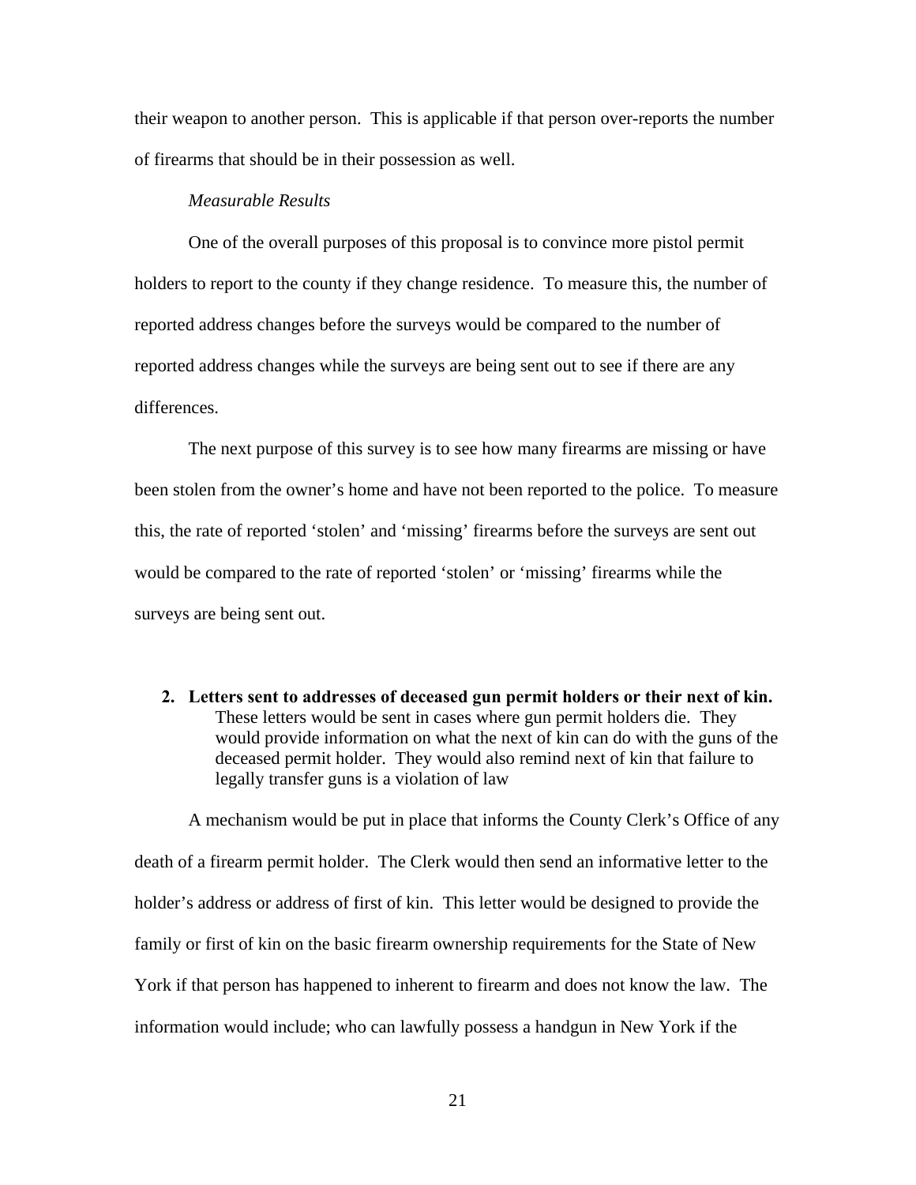their weapon to another person. This is applicable if that person over-reports the number of firearms that should be in their possession as well.

*Measurable Results*

One of the overall purposes of this proposal is to convince more pistol permit holders to report to the county if they change residence. To measure this, the number of reported address changes before the surveys would be compared to the number of reported address changes while the surveys are being sent out to see if there are any differences.

The next purpose of this survey is to see how many firearms are missing or have been stolen from the owner's home and have not been reported to the police. To measure this, the rate of reported 'stolen' and 'missing' firearms before the surveys are sent out would be compared to the rate of reported 'stolen' or 'missing' firearms while the surveys are being sent out.

2. **Letters sent to addresses of deceased gun permit holders or their next of kin.**
   These letters would be sent in cases where gun permit holders die. They would provide information on what the next of kin can do with the guns of the deceased permit holder. They would also remind next of kin that failure to legally transfer guns is a violation of law

A mechanism would be put in place that informs the County Clerk's Office of any death of a firearm permit holder. The Clerk would then send an informative letter to the holder's address or address of first of kin. This letter would be designed to provide the family or first of kin on the basic firearm ownership requirements for the State of New York if that person has happened to inherent to firearm and does not know the law. The information would include; who can lawfully possess a handgun in New York if the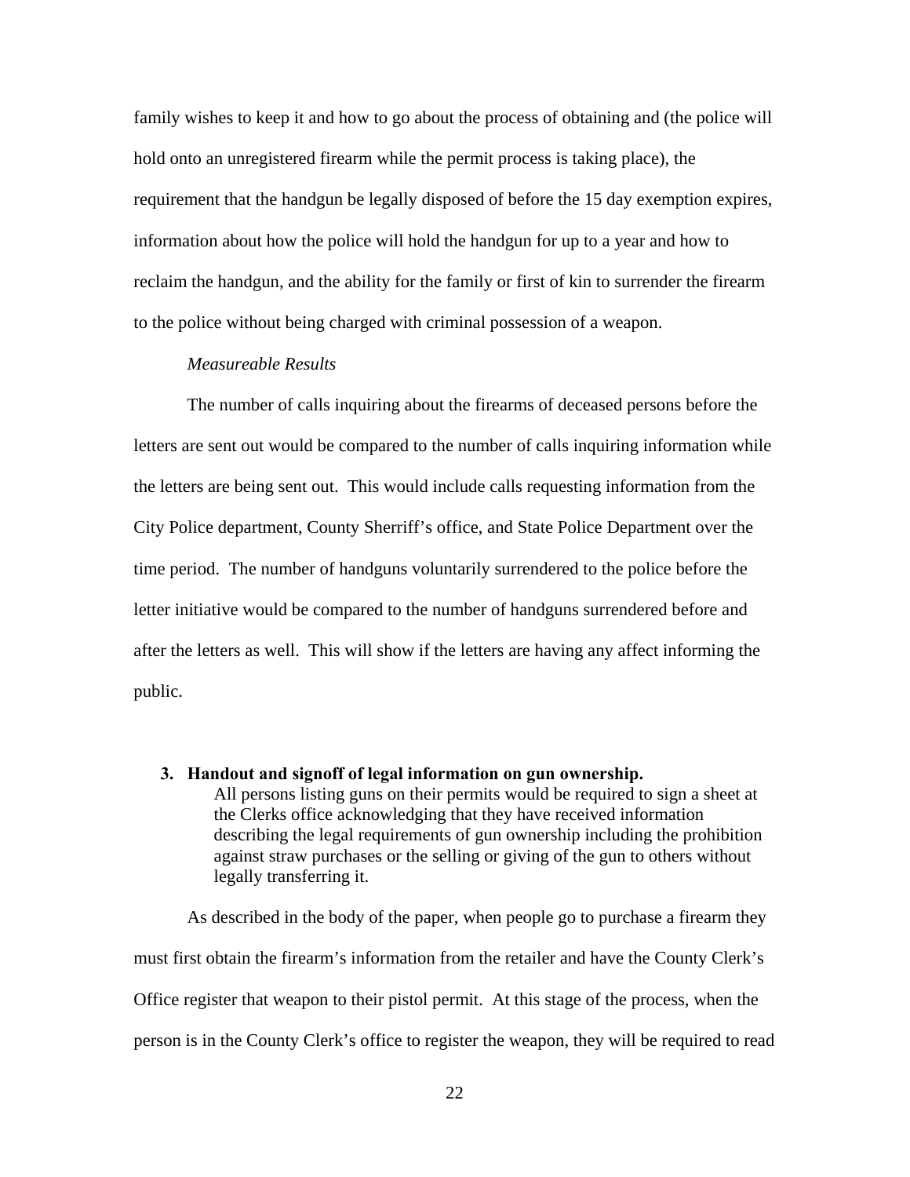family wishes to keep it and how to go about the process of obtaining and (the police will hold onto an unregistered firearm while the permit process is taking place), the requirement that the handgun be legally disposed of before the 15 day exemption expires, information about how the police will hold the handgun for up to a year and how to reclaim the handgun, and the ability for the family or first of kin to surrender the firearm to the police without being charged with criminal possession of a weapon.

*Measureable Results*

The number of calls inquiring about the firearms of deceased persons before the letters are sent out would be compared to the number of calls inquiring information while the letters are being sent out. This would include calls requesting information from the City Police department, County Sherriff's office, and State Police Department over the time period. The number of handguns voluntarily surrendered to the police before the letter initiative would be compared to the number of handguns surrendered before and after the letters as well. This will show if the letters are having any affect informing the public.

3. **Handout and signoff of legal information on gun ownership.**

   All persons listing guns on their permits would be required to sign a sheet at the Clerks office acknowledging that they have received information describing the legal requirements of gun ownership including the prohibition against straw purchases or the selling or giving of the gun to others without legally transferring it.

As described in the body of the paper, when people go to purchase a firearm they must first obtain the firearm's information from the retailer and have the County Clerk's Office register that weapon to their pistol permit. At this stage of the process, when the person is in the County Clerk's office to register the weapon, they will be required to read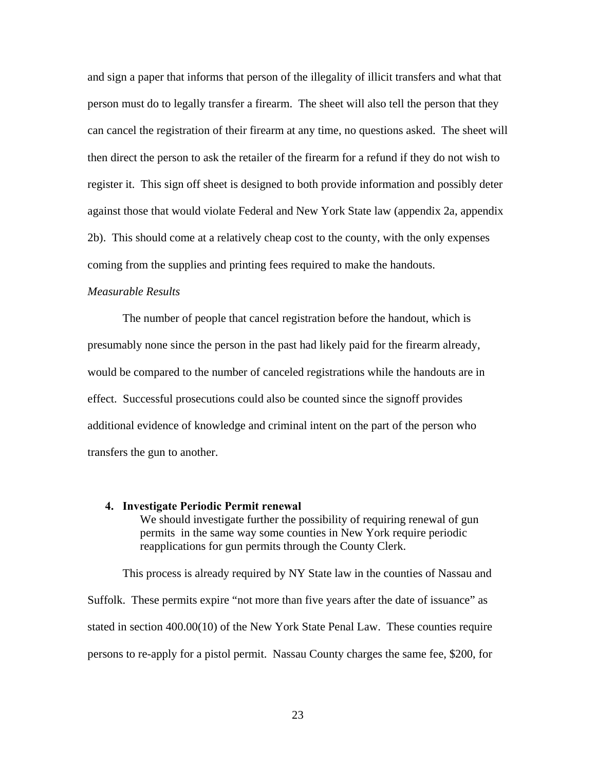and sign a paper that informs that person of the illegality of illicit transfers and what that person must do to legally transfer a firearm. The sheet will also tell the person that they can cancel the registration of their firearm at any time, no questions asked. The sheet will then direct the person to ask the retailer of the firearm for a refund if they do not wish to register it. This sign off sheet is designed to both provide information and possibly deter against those that would violate Federal and New York State law (appendix 2a, appendix 2b). This should come at a relatively cheap cost to the county, with the only expenses coming from the supplies and printing fees required to make the handouts.

*Measurable Results*

The number of people that cancel registration before the handout, which is presumably none since the person in the past had likely paid for the firearm already, would be compared to the number of canceled registrations while the handouts are in effect. Successful prosecutions could also be counted since the signoff provides additional evidence of knowledge and criminal intent on the part of the person who transfers the gun to another.

4. **Investigate Periodic Permit renewal**

   We should investigate further the possibility of requiring renewal of gun permits in the same way some counties in New York require periodic reapplications for gun permits through the County Clerk.

This process is already required by NY State law in the counties of Nassau and Suffolk. These permits expire "not more than five years after the date of issuance" as stated in section 400.00(10) of the New York State Penal Law. These counties require persons to re-apply for a pistol permit. Nassau County charges the same fee, $200, for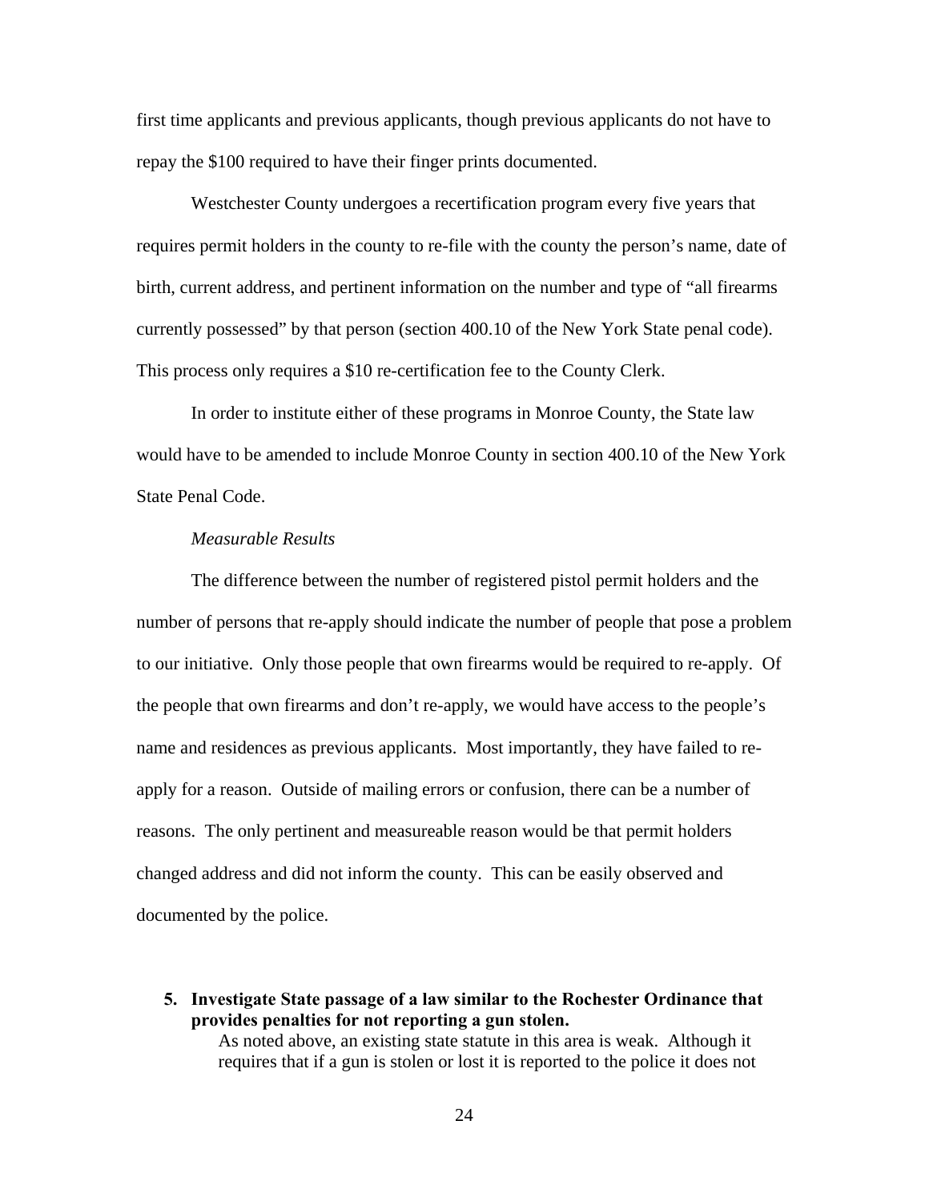first time applicants and previous applicants, though previous applicants do not have to repay the $100 required to have their finger prints documented.

Westchester County undergoes a recertification program every five years that requires permit holders in the county to re-file with the county the person's name, date of birth, current address, and pertinent information on the number and type of "all firearms currently possessed" by that person (section 400.10 of the New York State penal code). This process only requires a $10 re-certification fee to the County Clerk.

In order to institute either of these programs in Monroe County, the State law would have to be amended to include Monroe County in section 400.10 of the New York State Penal Code.

*Measurable Results*

The difference between the number of registered pistol permit holders and the number of persons that re-apply should indicate the number of people that pose a problem to our initiative. Only those people that own firearms would be required to re-apply. Of the people that own firearms and don't re-apply, we would have access to the people's name and residences as previous applicants. Most importantly, they have failed to re-apply for a reason. Outside of mailing errors or confusion, there can be a number of reasons. The only pertinent and measureable reason would be that permit holders changed address and did not inform the county. This can be easily observed and documented by the police.

5. **Investigate State passage of a law similar to the Rochester Ordinance that provides penalties for not reporting a gun stolen.**

   As noted above, an existing state statute in this area is weak. Although it requires that if a gun is stolen or lost it is reported to the police it does not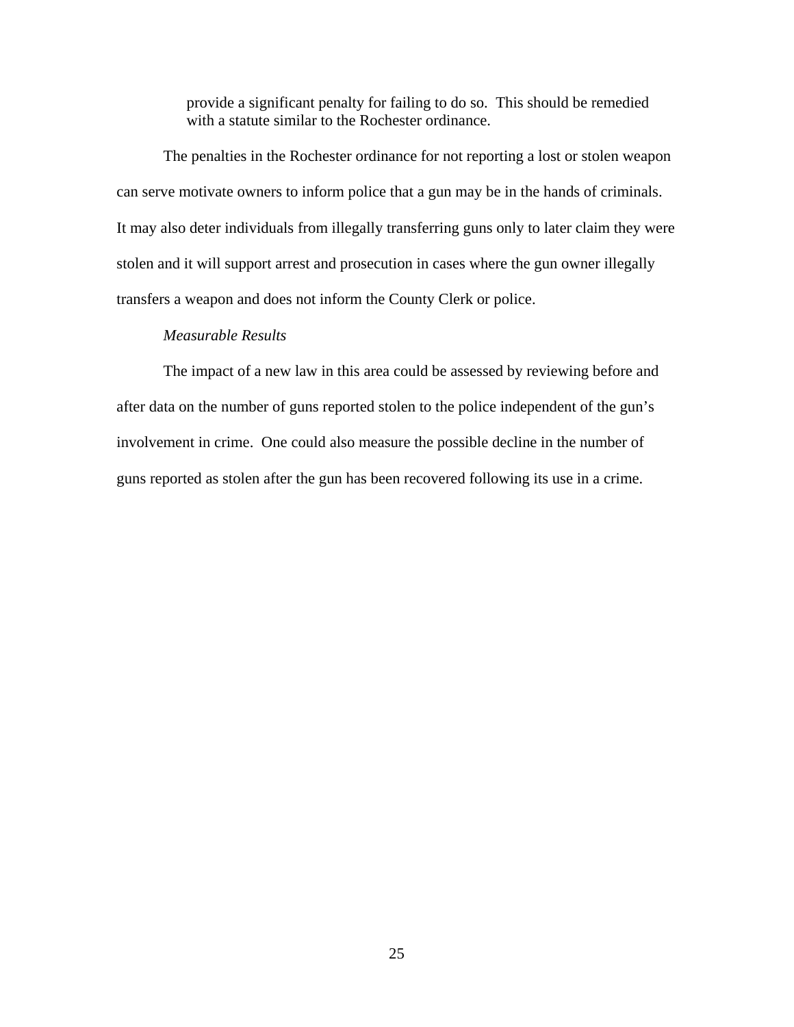> provide a significant penalty for failing to do so. This should be remedied with a statute similar to the Rochester ordinance.

The penalties in the Rochester ordinance for not reporting a lost or stolen weapon can serve motivate owners to inform police that a gun may be in the hands of criminals. It may also deter individuals from illegally transferring guns only to later claim they were stolen and it will support arrest and prosecution in cases where the gun owner illegally transfers a weapon and does not inform the County Clerk or police.

*Measurable Results*

The impact of a new law in this area could be assessed by reviewing before and after data on the number of guns reported stolen to the police independent of the gun's involvement in crime. One could also measure the possible decline in the number of guns reported as stolen after the gun has been recovered following its use in a crime.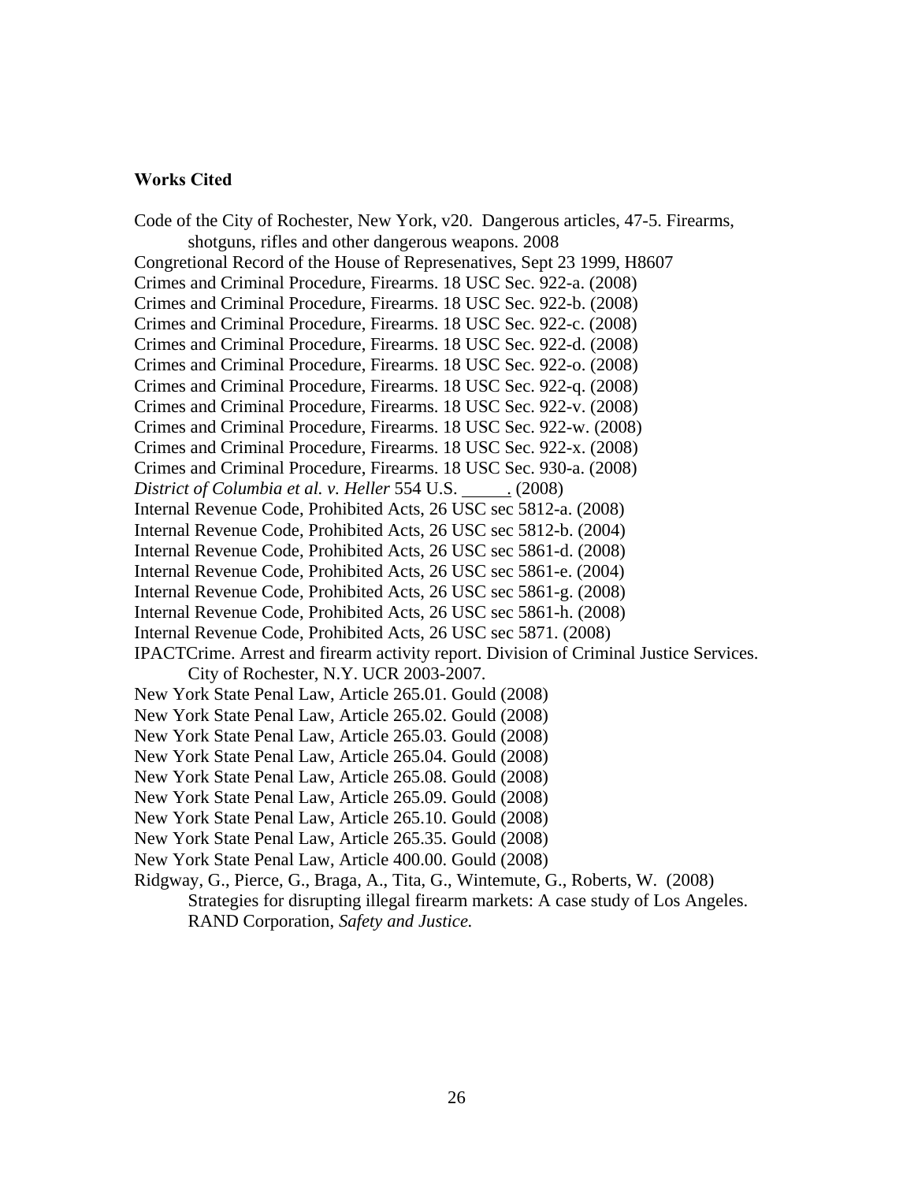**Works Cited**

Code of the City of Rochester, New York, v20. Dangerous articles, 47-5. Firearms, shotguns, rifles and other dangerous weapons. 2008

Congretional Record of the House of Represenatives, Sept 23 1999, H8607

Crimes and Criminal Procedure, Firearms. 18 USC Sec. 922-a. (2008)

Crimes and Criminal Procedure, Firearms. 18 USC Sec. 922-b. (2008)

Crimes and Criminal Procedure, Firearms. 18 USC Sec. 922-c. (2008)

Crimes and Criminal Procedure, Firearms. 18 USC Sec. 922-d. (2008)

Crimes and Criminal Procedure, Firearms. 18 USC Sec. 922-o. (2008)

Crimes and Criminal Procedure, Firearms. 18 USC Sec. 922-q. (2008)

Crimes and Criminal Procedure, Firearms. 18 USC Sec. 922-v. (2008)

Crimes and Criminal Procedure, Firearms. 18 USC Sec. 922-w. (2008)

Crimes and Criminal Procedure, Firearms. 18 USC Sec. 922-x. (2008)

Crimes and Criminal Procedure, Firearms. 18 USC Sec. 930-a. (2008)

*District of Columbia et al. v. Heller* 554 U.S. _____. (2008)

Internal Revenue Code, Prohibited Acts, 26 USC sec 5812-a. (2008)

Internal Revenue Code, Prohibited Acts, 26 USC sec 5812-b. (2004)

Internal Revenue Code, Prohibited Acts, 26 USC sec 5861-d. (2008)

Internal Revenue Code, Prohibited Acts, 26 USC sec 5861-e. (2004)

Internal Revenue Code, Prohibited Acts, 26 USC sec 5861-g. (2008)

Internal Revenue Code, Prohibited Acts, 26 USC sec 5861-h. (2008)

Internal Revenue Code, Prohibited Acts, 26 USC sec 5871. (2008)

IPACTCrime. Arrest and firearm activity report. Division of Criminal Justice Services. City of Rochester, N.Y. UCR 2003-2007.

New York State Penal Law, Article 265.01. Gould (2008)

New York State Penal Law, Article 265.02. Gould (2008)

New York State Penal Law, Article 265.03. Gould (2008)

New York State Penal Law, Article 265.04. Gould (2008)

New York State Penal Law, Article 265.08. Gould (2008)

New York State Penal Law, Article 265.09. Gould (2008)

New York State Penal Law, Article 265.10. Gould (2008)

New York State Penal Law, Article 265.35. Gould (2008)

New York State Penal Law, Article 400.00. Gould (2008)

Ridgway, G., Pierce, G., Braga, A., Tita, G., Wintemute, G., Roberts, W. (2008) Strategies for disrupting illegal firearm markets: A case study of Los Angeles. RAND Corporation, *Safety and Justice.*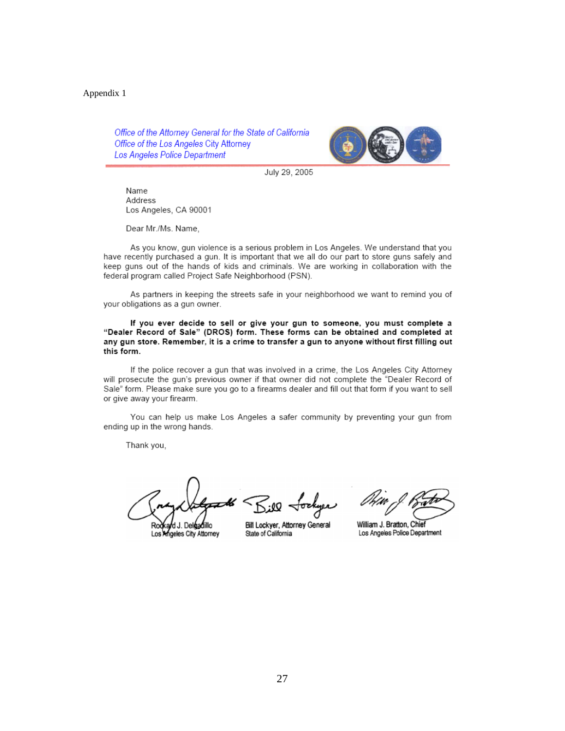Appendix 1

*Office of the Attorney General for the State of California*
*Office of the Los Angeles City Attorney*
*Los Angeles Police Department*

July 29, 2005

Name
Address
Los Angeles, CA 90001

Dear Mr./Ms. Name,

As you know, gun violence is a serious problem in Los Angeles. We understand that you have recently purchased a gun. It is important that we all do our part to store guns safely and keep guns out of the hands of kids and criminals. We are working in collaboration with the federal program called Project Safe Neighborhood (PSN).

As partners in keeping the streets safe in your neighborhood we want to remind you of your obligations as a gun owner.

**If you ever decide to sell or give your gun to someone, you must complete a "Dealer Record of Sale" (DROS) form. These forms can be obtained and completed at any gun store. Remember, it is a crime to transfer a gun to anyone without first filling out this form.**

If the police recover a gun that was involved in a crime, the Los Angeles City Attorney will prosecute the gun's previous owner if that owner did not complete the "Dealer Record of Sale" form. Please make sure you go to a firearms dealer and fill out that form if you want to sell or give away your firearm.

You can help us make Los Angeles a safer community by preventing your gun from ending up in the wrong hands.

Thank you,

Rockard J. Delgadillo
Los Angeles City Attorney

Bill Lockyer, Attorney General
State of California

William J. Bratton, Chief
Los Angeles Police Department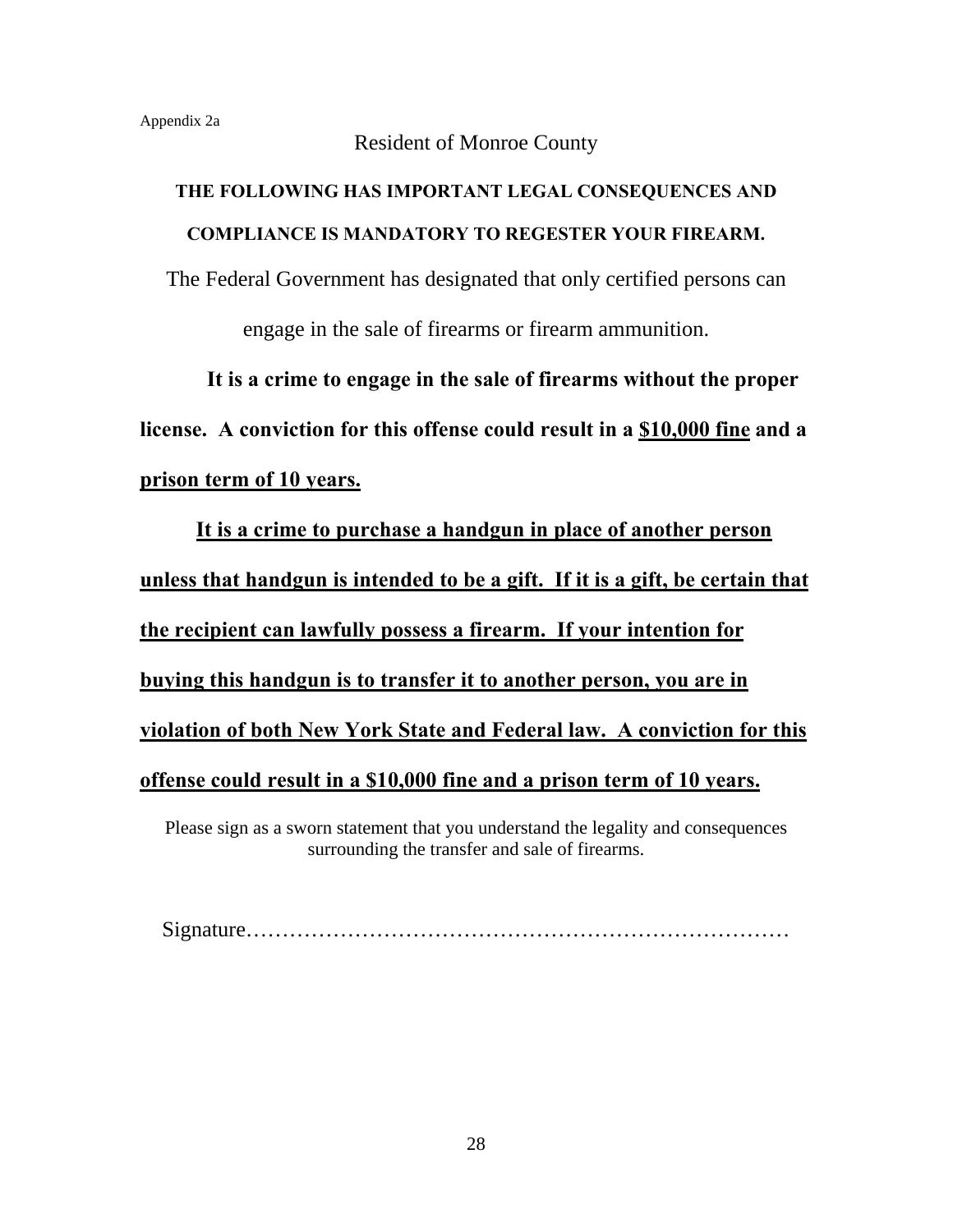Appendix 2a

Resident of Monroe County

**THE FOLLOWING HAS IMPORTANT LEGAL CONSEQUENCES AND COMPLIANCE IS MANDATORY TO REGESTER YOUR FIREARM.**

The Federal Government has designated that only certified persons can engage in the sale of firearms or firearm ammunition.

**It is a crime to engage in the sale of firearms without the proper license. A conviction for this offense could result in a <u>$10,000 fine</u> and a <u>prison term of 10 years.</u>**

**<u>It is a crime to purchase a handgun in place of another person unless that handgun is intended to be a gift. If it is a gift, be certain that the recipient can lawfully possess a firearm. If your intention for buying this handgun is to transfer it to another person, you are in violation of both New York State and Federal law. A conviction for this offense could result in a $10,000 fine and a prison term of 10 years.</u>**

Please sign as a sworn statement that you understand the legality and consequences surrounding the transfer and sale of firearms.

Signature…………………………………………………………………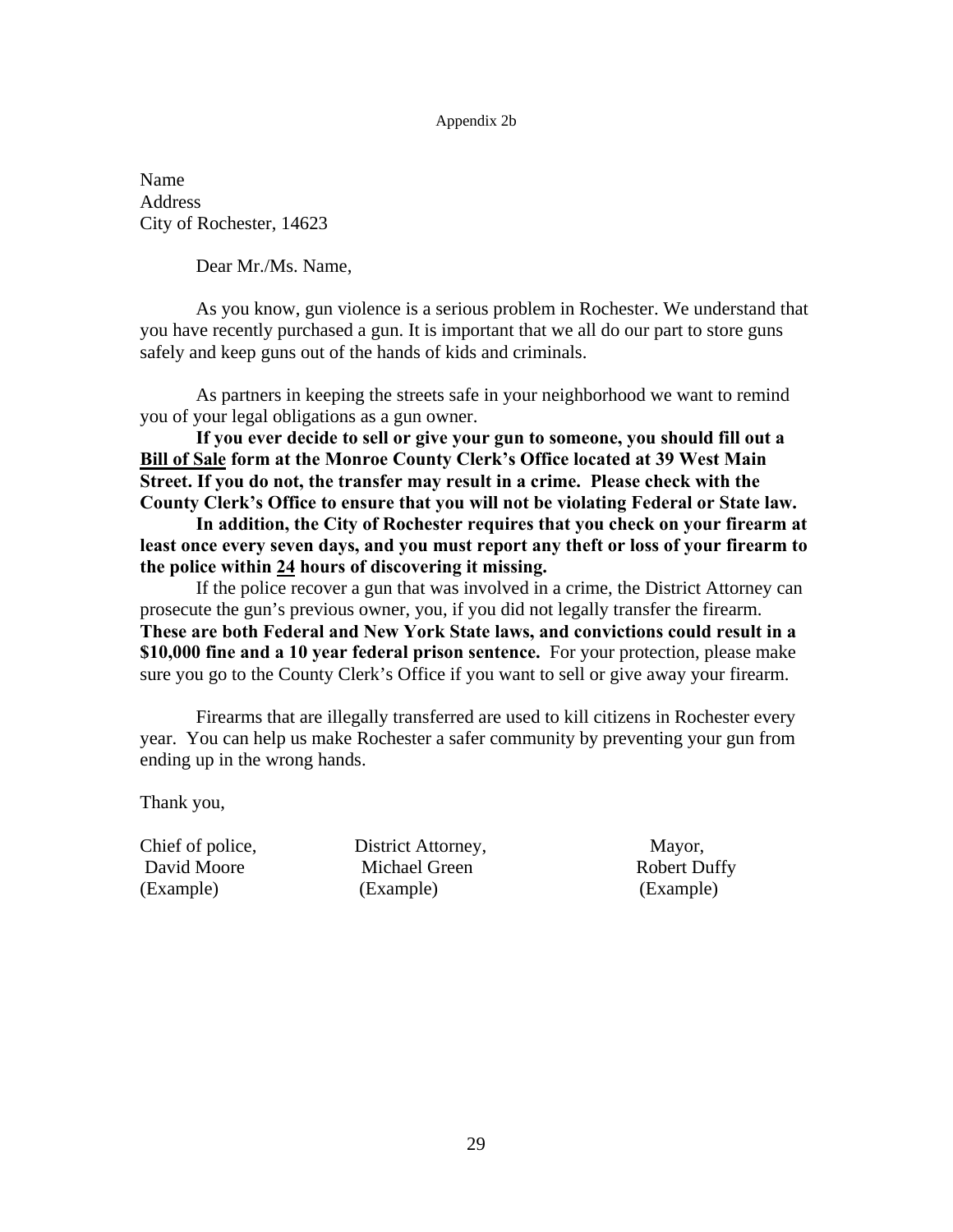Appendix 2b

Name
Address
City of Rochester, 14623

Dear Mr./Ms. Name,

As you know, gun violence is a serious problem in Rochester. We understand that you have recently purchased a gun. It is important that we all do our part to store guns safely and keep guns out of the hands of kids and criminals.

As partners in keeping the streets safe in your neighborhood we want to remind you of your legal obligations as a gun owner.

**If you ever decide to sell or give your gun to someone, you should fill out a <u>Bill of Sale</u> form at the Monroe County Clerk's Office located at 39 West Main Street. If you do not, the transfer may result in a crime. Please check with the County Clerk's Office to ensure that you will not be violating Federal or State law.**

**In addition, the City of Rochester requires that you check on your firearm at least once every seven days, and you must report any theft or loss of your firearm to the police within <u>24</u> hours of discovering it missing.**

If the police recover a gun that was involved in a crime, the District Attorney can prosecute the gun's previous owner, you, if you did not legally transfer the firearm. **These are both Federal and New York State laws, and convictions could result in a $10,000 fine and a 10 year federal prison sentence.** For your protection, please make sure you go to the County Clerk's Office if you want to sell or give away your firearm.

Firearms that are illegally transferred are used to kill citizens in Rochester every year. You can help us make Rochester a safer community by preventing your gun from ending up in the wrong hands.

Thank you,

| Chief of police, | District Attorney, | Mayor, |
|---|---|---|
| David Moore | Michael Green | Robert Duffy |
| (Example) | (Example) | (Example) |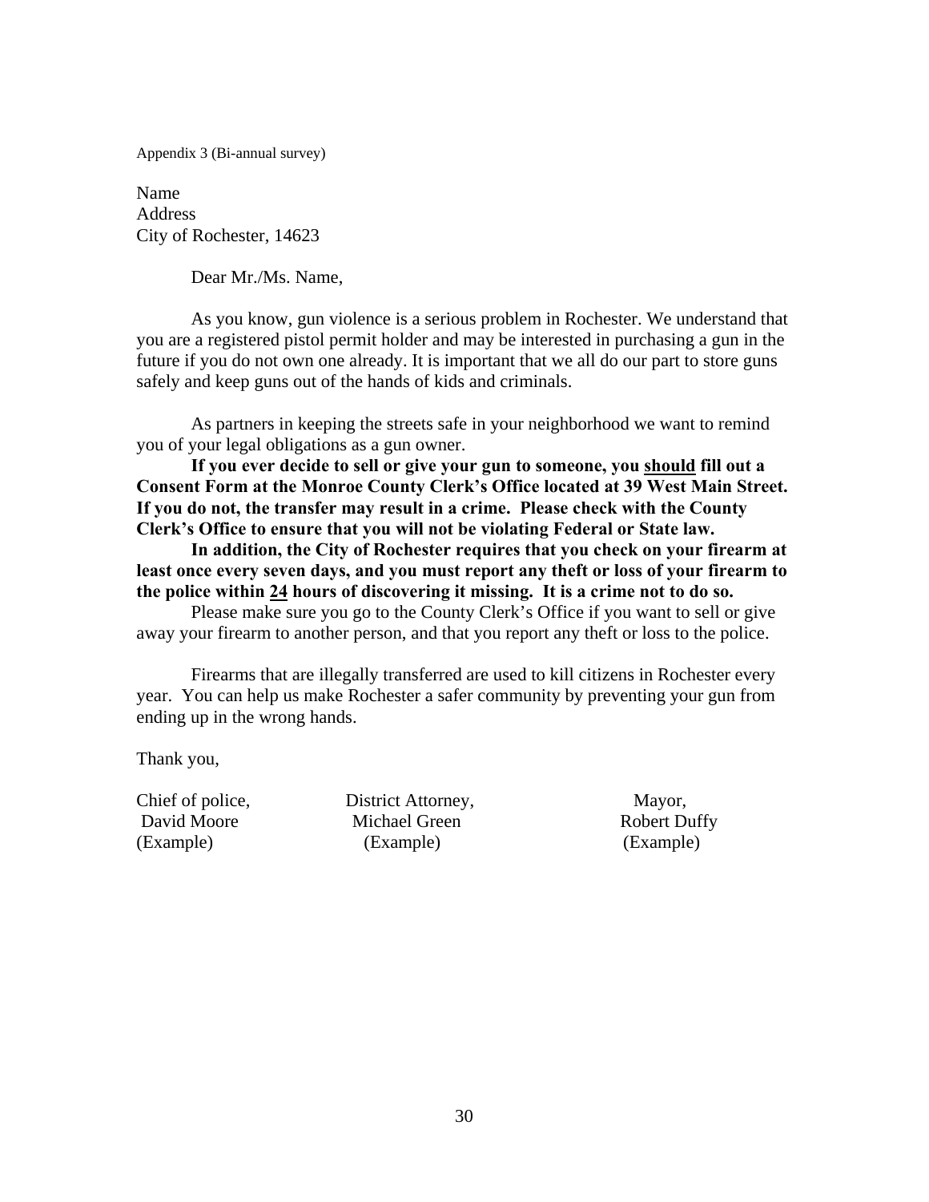Appendix 3 (Bi-annual survey)

Name
Address
City of Rochester, 14623

Dear Mr./Ms. Name,

As you know, gun violence is a serious problem in Rochester. We understand that you are a registered pistol permit holder and may be interested in purchasing a gun in the future if you do not own one already. It is important that we all do our part to store guns safely and keep guns out of the hands of kids and criminals.

As partners in keeping the streets safe in your neighborhood we want to remind you of your legal obligations as a gun owner.

**If you ever decide to sell or give your gun to someone, you <u>should</u> fill out a Consent Form at the Monroe County Clerk's Office located at 39 West Main Street. If you do not, the transfer may result in a crime. Please check with the County Clerk's Office to ensure that you will not be violating Federal or State law.**

**In addition, the City of Rochester requires that you check on your firearm at least once every seven days, and you must report any theft or loss of your firearm to the police within <u>24</u> hours of discovering it missing. It is a crime not to do so.**

Please make sure you go to the County Clerk's Office if you want to sell or give away your firearm to another person, and that you report any theft or loss to the police.

Firearms that are illegally transferred are used to kill citizens in Rochester every year. You can help us make Rochester a safer community by preventing your gun from ending up in the wrong hands.

Thank you,

| Chief of police, | District Attorney, | Mayor, |
|---|---|---|
| David Moore | Michael Green | Robert Duffy |
| (Example) | (Example) | (Example) |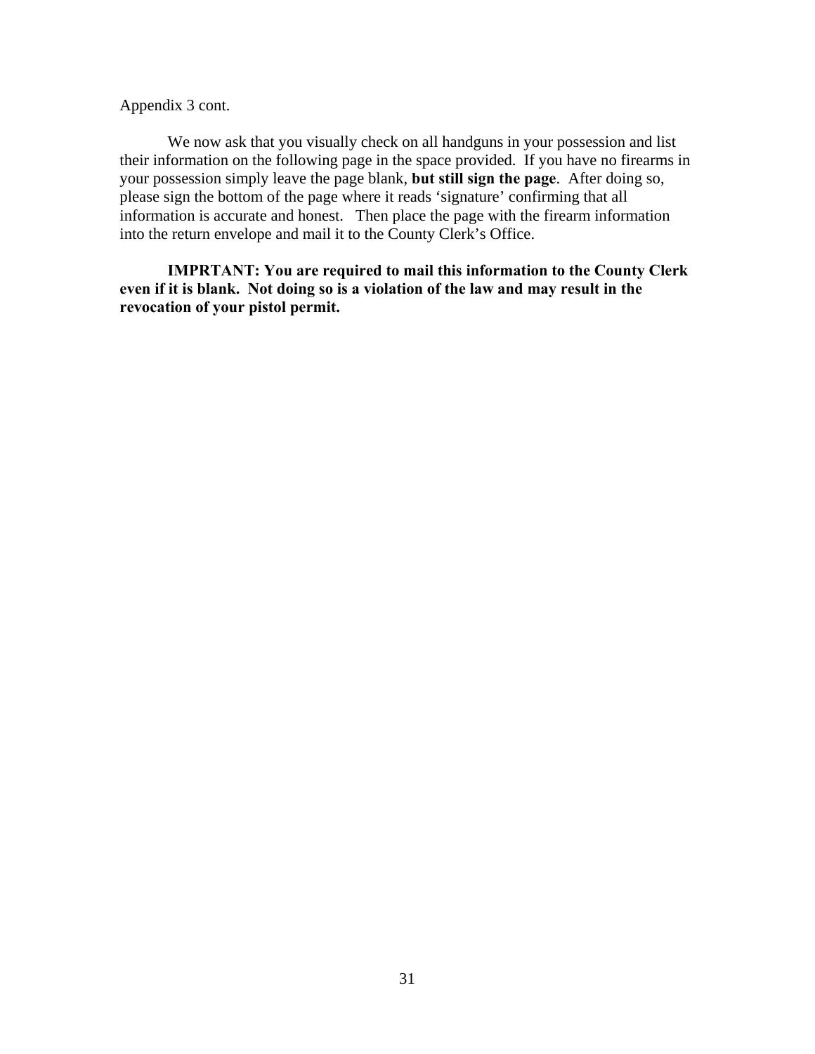Appendix 3 cont.

We now ask that you visually check on all handguns in your possession and list their information on the following page in the space provided. If you have no firearms in your possession simply leave the page blank, **but still sign the page**. After doing so, please sign the bottom of the page where it reads 'signature' confirming that all information is accurate and honest. Then place the page with the firearm information into the return envelope and mail it to the County Clerk's Office.

**IMPRTANT: You are required to mail this information to the County Clerk even if it is blank. Not doing so is a violation of the law and may result in the revocation of your pistol permit.**